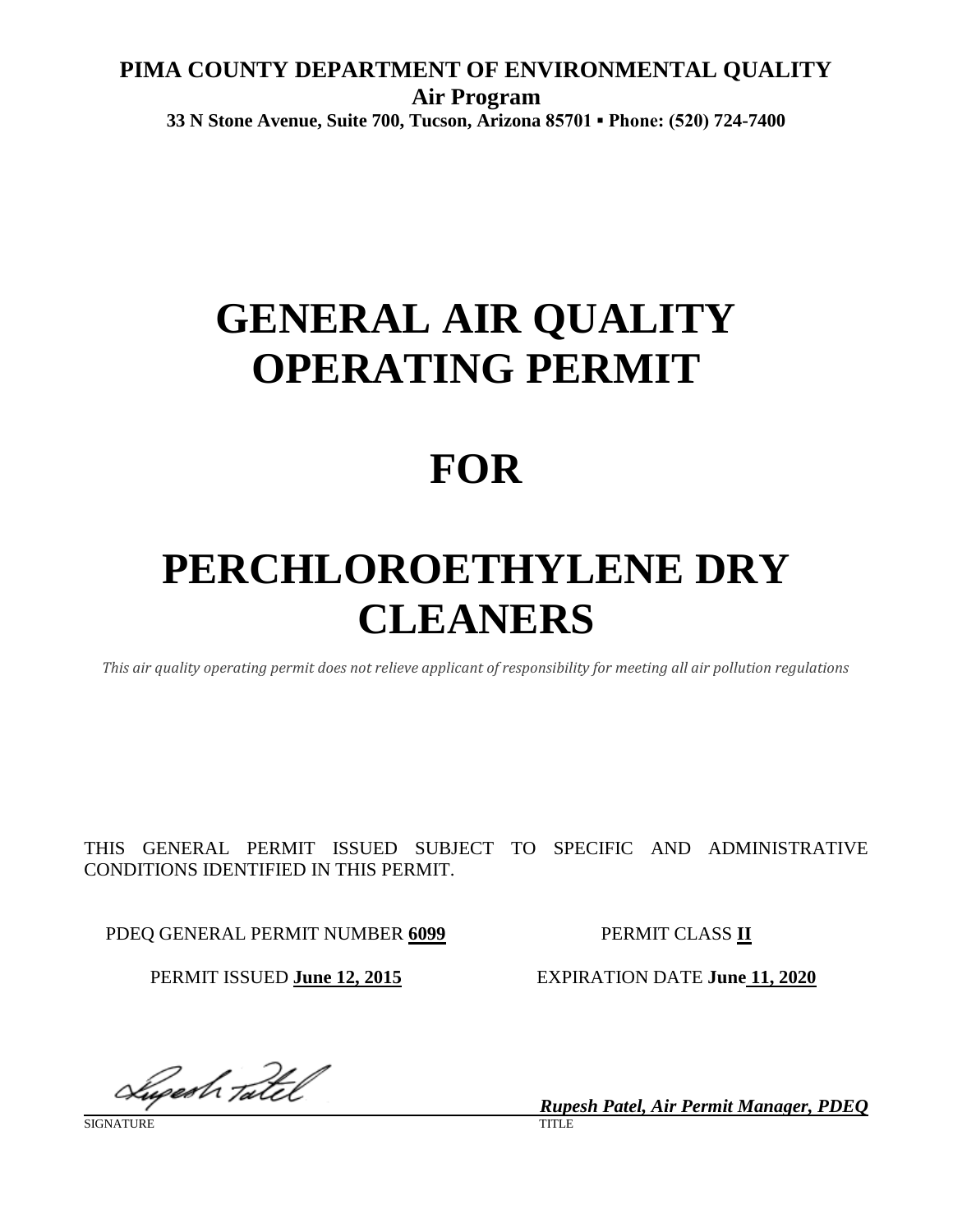**PIMA COUNTY DEPARTMENT OF ENVIRONMENTAL QUALITY**
**Air Program**
**33 N Stone Avenue, Suite 700, Tucson, Arizona 85701 ▪ Phone: (520) 724-7400**

# GENERAL AIR QUALITY OPERATING PERMIT

# FOR

# PERCHLOROETHYLENE DRY CLEANERS

*This air quality operating permit does not relieve applicant of responsibility for meeting all air pollution regulations*

THIS GENERAL PERMIT ISSUED SUBJECT TO SPECIFIC AND ADMINISTRATIVE CONDITIONS IDENTIFIED IN THIS PERMIT.

PDEQ GENERAL PERMIT NUMBER **6099**

PERMIT CLASS **II**

PERMIT ISSUED **June 12, 2015**

EXPIRATION DATE **June 11, 2020**

SIGNATURE

***Rupesh Patel, Air Permit Manager, PDEQ***
TITLE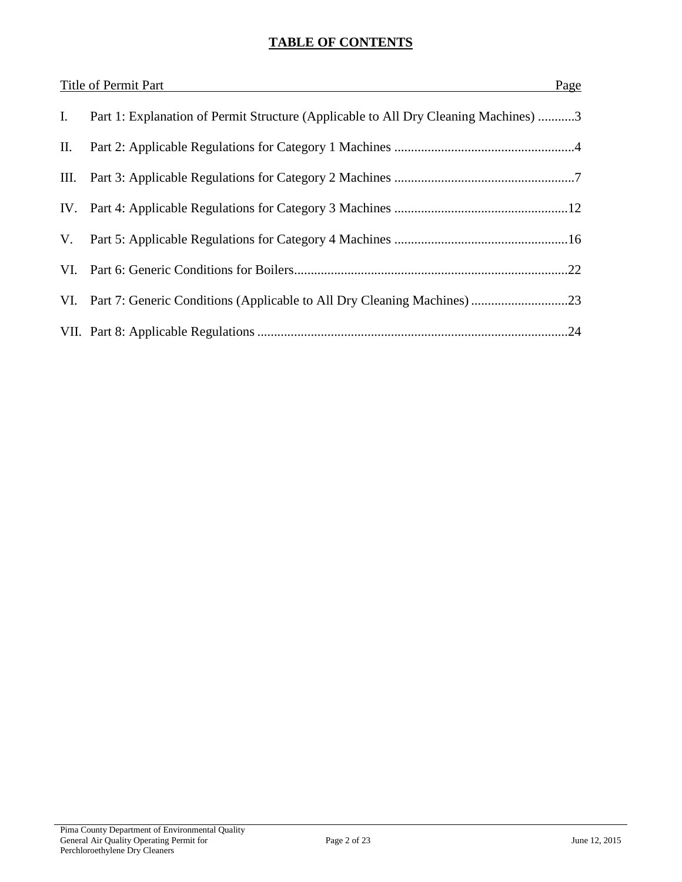# TABLE OF CONTENTS

| Title of Permit Part | | Page |
|---|---|---|
| I. | Part 1: Explanation of Permit Structure (Applicable to All Dry Cleaning Machines) | 3 |
| II. | Part 2: Applicable Regulations for Category 1 Machines | 4 |
| III. | Part 3: Applicable Regulations for Category 2 Machines | 7 |
| IV. | Part 4: Applicable Regulations for Category 3 Machines | 12 |
| V. | Part 5: Applicable Regulations for Category 4 Machines | 16 |
| VI. | Part 6: Generic Conditions for Boilers | 22 |
| VI. | Part 7: Generic Conditions (Applicable to All Dry Cleaning Machines) | 23 |
| VII. | Part 8: Applicable Regulations | 24 |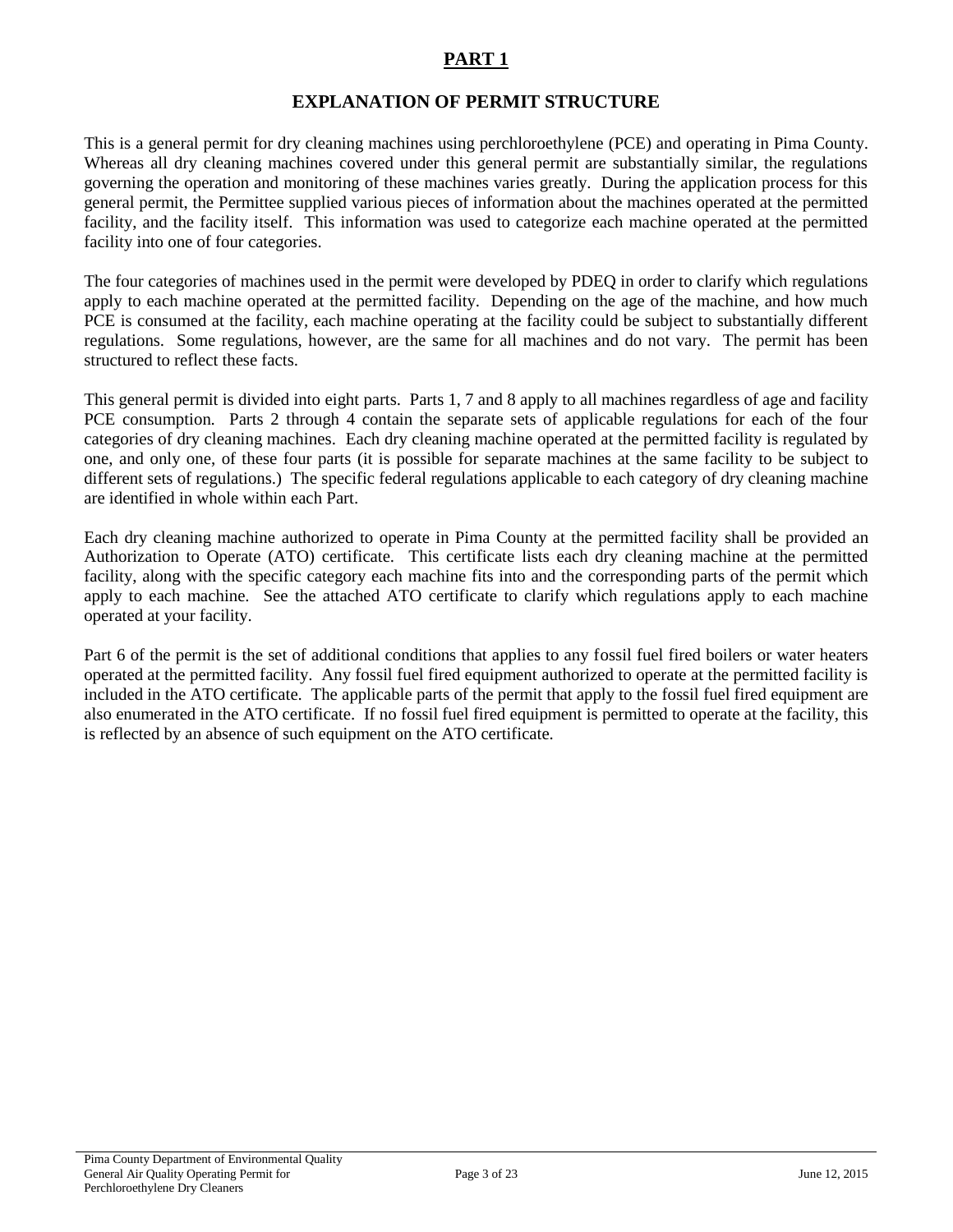# PART 1

## EXPLANATION OF PERMIT STRUCTURE

This is a general permit for dry cleaning machines using perchloroethylene (PCE) and operating in Pima County. Whereas all dry cleaning machines covered under this general permit are substantially similar, the regulations governing the operation and monitoring of these machines varies greatly. During the application process for this general permit, the Permittee supplied various pieces of information about the machines operated at the permitted facility, and the facility itself. This information was used to categorize each machine operated at the permitted facility into one of four categories.

The four categories of machines used in the permit were developed by PDEQ in order to clarify which regulations apply to each machine operated at the permitted facility. Depending on the age of the machine, and how much PCE is consumed at the facility, each machine operating at the facility could be subject to substantially different regulations. Some regulations, however, are the same for all machines and do not vary. The permit has been structured to reflect these facts.

This general permit is divided into eight parts. Parts 1, 7 and 8 apply to all machines regardless of age and facility PCE consumption. Parts 2 through 4 contain the separate sets of applicable regulations for each of the four categories of dry cleaning machines. Each dry cleaning machine operated at the permitted facility is regulated by one, and only one, of these four parts (it is possible for separate machines at the same facility to be subject to different sets of regulations.) The specific federal regulations applicable to each category of dry cleaning machine are identified in whole within each Part.

Each dry cleaning machine authorized to operate in Pima County at the permitted facility shall be provided an Authorization to Operate (ATO) certificate. This certificate lists each dry cleaning machine at the permitted facility, along with the specific category each machine fits into and the corresponding parts of the permit which apply to each machine. See the attached ATO certificate to clarify which regulations apply to each machine operated at your facility.

Part 6 of the permit is the set of additional conditions that applies to any fossil fuel fired boilers or water heaters operated at the permitted facility. Any fossil fuel fired equipment authorized to operate at the permitted facility is included in the ATO certificate. The applicable parts of the permit that apply to the fossil fuel fired equipment are also enumerated in the ATO certificate. If no fossil fuel fired equipment is permitted to operate at the facility, this is reflected by an absence of such equipment on the ATO certificate.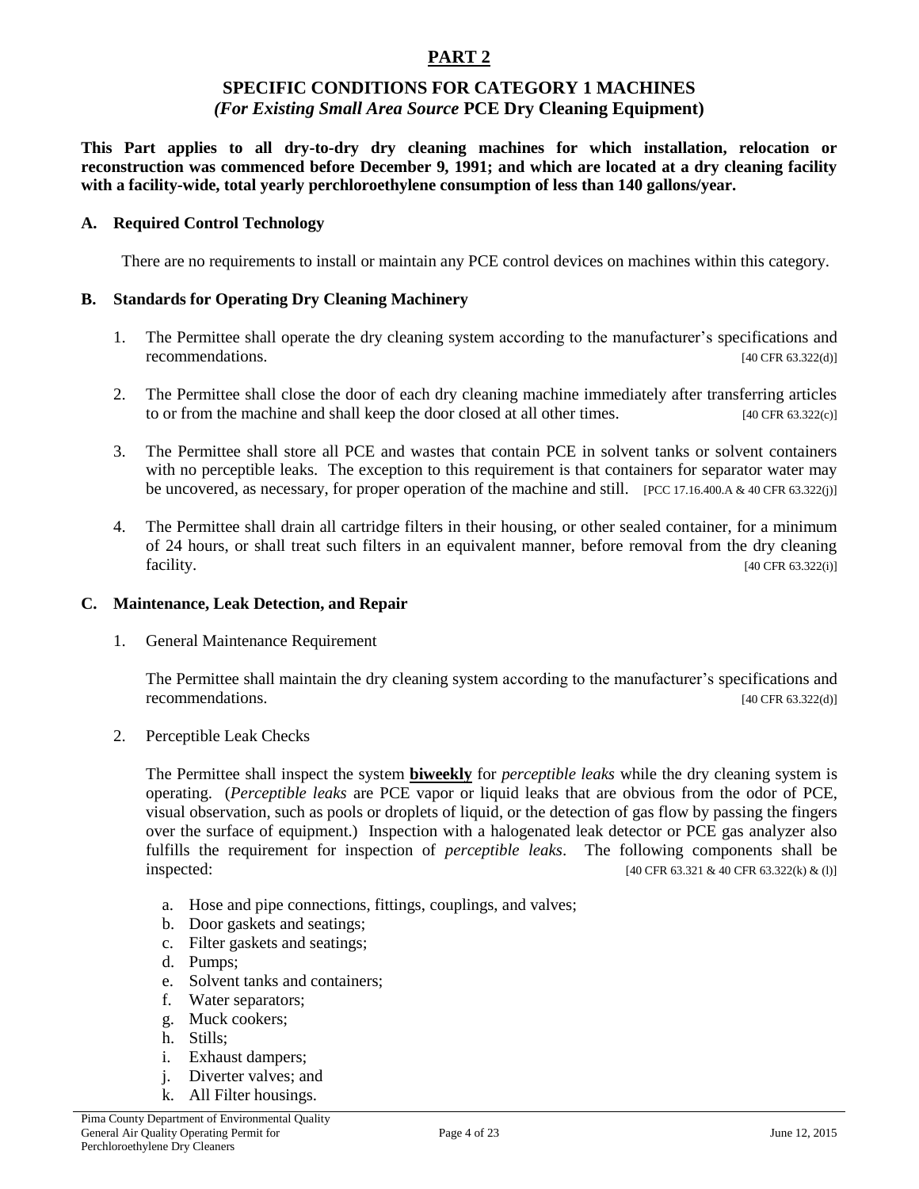# PART 2

## SPECIFIC CONDITIONS FOR CATEGORY 1 MACHINES
## *(For Existing Small Area Source* PCE Dry Cleaning Equipment)

**This Part applies to all dry-to-dry dry cleaning machines for which installation, relocation or reconstruction was commenced before December 9, 1991; and which are located at a dry cleaning facility with a facility-wide, total yearly perchloroethylene consumption of less than 140 gallons/year.**

### A. Required Control Technology

There are no requirements to install or maintain any PCE control devices on machines within this category.

### B. Standards for Operating Dry Cleaning Machinery

1. The Permittee shall operate the dry cleaning system according to the manufacturer's specifications and recommendations. [40 CFR 63.322(d)]

2. The Permittee shall close the door of each dry cleaning machine immediately after transferring articles to or from the machine and shall keep the door closed at all other times. [40 CFR 63.322(c)]

3. The Permittee shall store all PCE and wastes that contain PCE in solvent tanks or solvent containers with no perceptible leaks. The exception to this requirement is that containers for separator water may be uncovered, as necessary, for proper operation of the machine and still. [PCC 17.16.400.A & 40 CFR 63.322(j)]

4. The Permittee shall drain all cartridge filters in their housing, or other sealed container, for a minimum of 24 hours, or shall treat such filters in an equivalent manner, before removal from the dry cleaning facility. [40 CFR 63.322(i)]

### C. Maintenance, Leak Detection, and Repair

1. General Maintenance Requirement

   The Permittee shall maintain the dry cleaning system according to the manufacturer's specifications and recommendations. [40 CFR 63.322(d)]

2. Perceptible Leak Checks

   The Permittee shall inspect the system **biweekly** for *perceptible leaks* while the dry cleaning system is operating. (*Perceptible leaks* are PCE vapor or liquid leaks that are obvious from the odor of PCE, visual observation, such as pools or droplets of liquid, or the detection of gas flow by passing the fingers over the surface of equipment.) Inspection with a halogenated leak detector or PCE gas analyzer also fulfills the requirement for inspection of *perceptible leaks*. The following components shall be inspected: [40 CFR 63.321 & 40 CFR 63.322(k) & (l)]

   a. Hose and pipe connections, fittings, couplings, and valves;
   b. Door gaskets and seatings;
   c. Filter gaskets and seatings;
   d. Pumps;
   e. Solvent tanks and containers;
   f. Water separators;
   g. Muck cookers;
   h. Stills;
   i. Exhaust dampers;
   j. Diverter valves; and
   k. All Filter housings.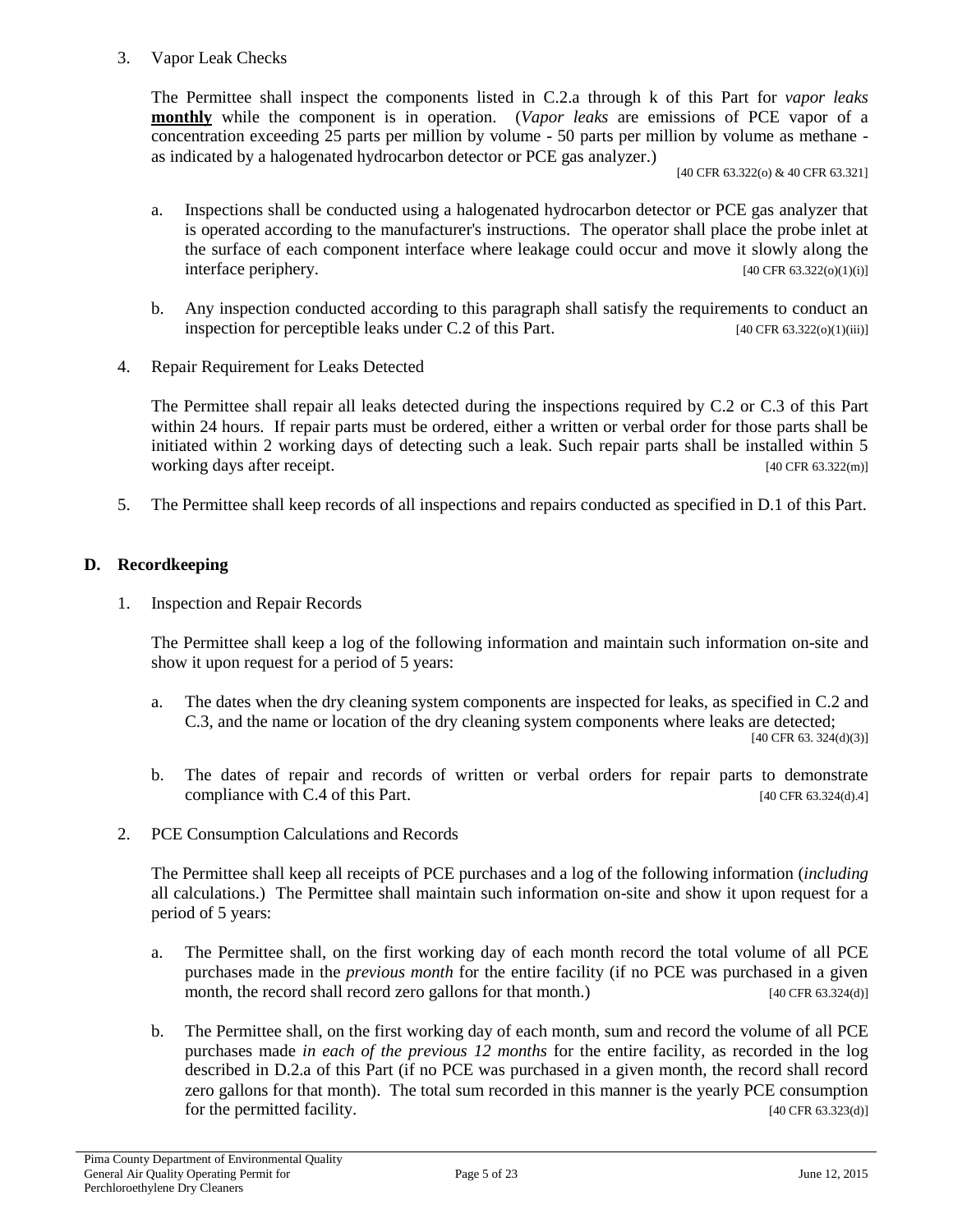3. Vapor Leak Checks

   The Permittee shall inspect the components listed in C.2.a through k of this Part for *vapor leaks* **monthly** while the component is in operation. (*Vapor leaks* are emissions of PCE vapor of a concentration exceeding 25 parts per million by volume - 50 parts per million by volume as methane - as indicated by a halogenated hydrocarbon detector or PCE gas analyzer.)

   [40 CFR 63.322(o) & 40 CFR 63.321]

   a. Inspections shall be conducted using a halogenated hydrocarbon detector or PCE gas analyzer that is operated according to the manufacturer's instructions. The operator shall place the probe inlet at the surface of each component interface where leakage could occur and move it slowly along the interface periphery. [40 CFR 63.322(o)(1)(i)]

   b. Any inspection conducted according to this paragraph shall satisfy the requirements to conduct an inspection for perceptible leaks under C.2 of this Part. [40 CFR 63.322(o)(1)(iii)]

4. Repair Requirement for Leaks Detected

   The Permittee shall repair all leaks detected during the inspections required by C.2 or C.3 of this Part within 24 hours. If repair parts must be ordered, either a written or verbal order for those parts shall be initiated within 2 working days of detecting such a leak. Such repair parts shall be installed within 5 working days after receipt. [40 CFR 63.322(m)]

5. The Permittee shall keep records of all inspections and repairs conducted as specified in D.1 of this Part.

## D. Recordkeeping

1. Inspection and Repair Records

   The Permittee shall keep a log of the following information and maintain such information on-site and show it upon request for a period of 5 years:

   a. The dates when the dry cleaning system components are inspected for leaks, as specified in C.2 and C.3, and the name or location of the dry cleaning system components where leaks are detected;

   [40 CFR 63. 324(d)(3)]

   b. The dates of repair and records of written or verbal orders for repair parts to demonstrate compliance with C.4 of this Part. [40 CFR 63.324(d).4]

2. PCE Consumption Calculations and Records

   The Permittee shall keep all receipts of PCE purchases and a log of the following information (*including* all calculations.) The Permittee shall maintain such information on-site and show it upon request for a period of 5 years:

   a. The Permittee shall, on the first working day of each month record the total volume of all PCE purchases made in the *previous month* for the entire facility (if no PCE was purchased in a given month, the record shall record zero gallons for that month.) [40 CFR 63.324(d)]

   b. The Permittee shall, on the first working day of each month, sum and record the volume of all PCE purchases made *in each of the previous 12 months* for the entire facility, as recorded in the log described in D.2.a of this Part (if no PCE was purchased in a given month, the record shall record zero gallons for that month). The total sum recorded in this manner is the yearly PCE consumption for the permitted facility. [40 CFR 63.323(d)]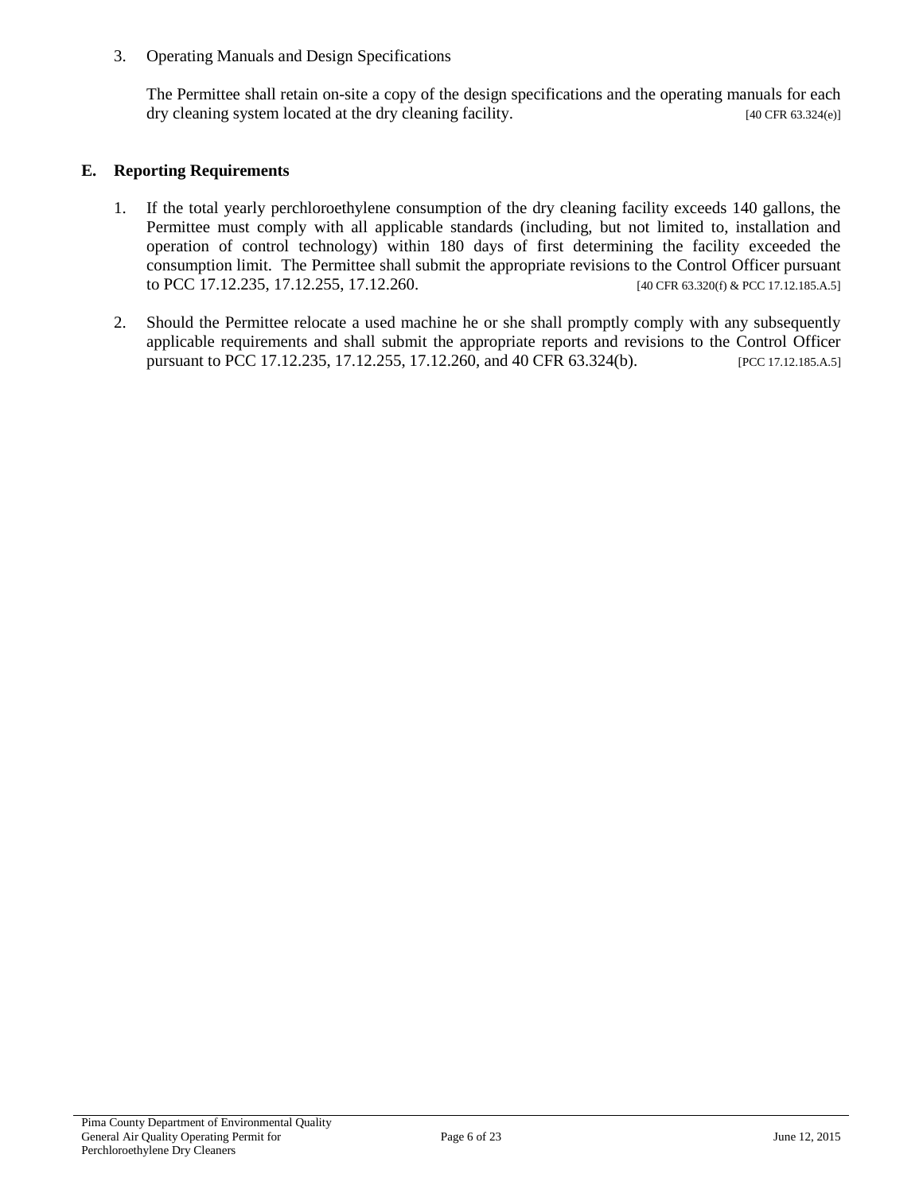3. Operating Manuals and Design Specifications

   The Permittee shall retain on-site a copy of the design specifications and the operating manuals for each dry cleaning system located at the dry cleaning facility. [40 CFR 63.324(e)]

## E. Reporting Requirements

1. If the total yearly perchloroethylene consumption of the dry cleaning facility exceeds 140 gallons, the Permittee must comply with all applicable standards (including, but not limited to, installation and operation of control technology) within 180 days of first determining the facility exceeded the consumption limit. The Permittee shall submit the appropriate revisions to the Control Officer pursuant to PCC 17.12.235, 17.12.255, 17.12.260. [40 CFR 63.320(f) & PCC 17.12.185.A.5]

2. Should the Permittee relocate a used machine he or she shall promptly comply with any subsequently applicable requirements and shall submit the appropriate reports and revisions to the Control Officer pursuant to PCC 17.12.235, 17.12.255, 17.12.260, and 40 CFR 63.324(b). [PCC 17.12.185.A.5]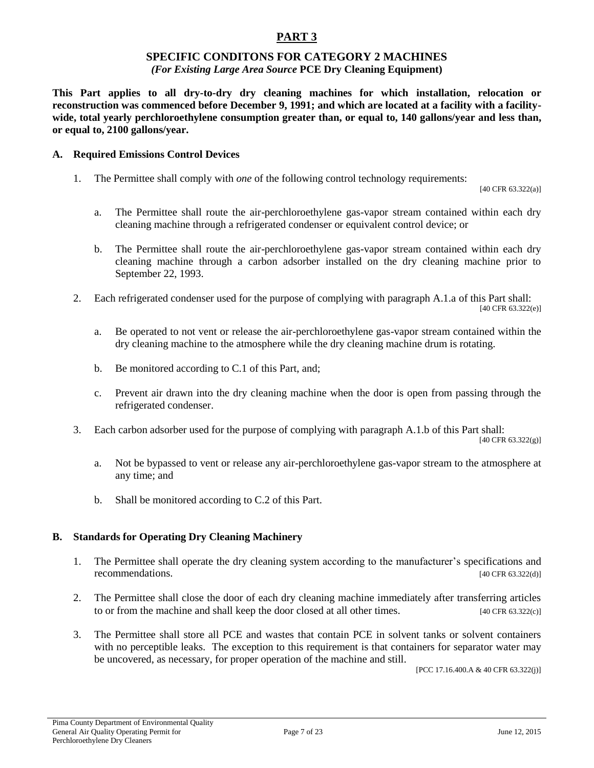# PART 3

## SPECIFIC CONDITONS FOR CATEGORY 2 MACHINES

***(For Existing Large Area Source* PCE Dry Cleaning Equipment)**

**This Part applies to all dry-to-dry dry cleaning machines for which installation, relocation or reconstruction was commenced before December 9, 1991; and which are located at a facility with a facility-wide, total yearly perchloroethylene consumption greater than, or equal to, 140 gallons/year and less than, or equal to, 2100 gallons/year.**

### A. Required Emissions Control Devices

1. The Permittee shall comply with *one* of the following control technology requirements: [40 CFR 63.322(a)]

   a. The Permittee shall route the air-perchloroethylene gas-vapor stream contained within each dry cleaning machine through a refrigerated condenser or equivalent control device; or

   b. The Permittee shall route the air-perchloroethylene gas-vapor stream contained within each dry cleaning machine through a carbon adsorber installed on the dry cleaning machine prior to September 22, 1993.

2. Each refrigerated condenser used for the purpose of complying with paragraph A.1.a of this Part shall: [40 CFR 63.322(e)]

   a. Be operated to not vent or release the air-perchloroethylene gas-vapor stream contained within the dry cleaning machine to the atmosphere while the dry cleaning machine drum is rotating.

   b. Be monitored according to C.1 of this Part, and;

   c. Prevent air drawn into the dry cleaning machine when the door is open from passing through the refrigerated condenser.

3. Each carbon adsorber used for the purpose of complying with paragraph A.1.b of this Part shall: [40 CFR 63.322(g)]

   a. Not be bypassed to vent or release any air-perchloroethylene gas-vapor stream to the atmosphere at any time; and

   b. Shall be monitored according to C.2 of this Part.

### B. Standards for Operating Dry Cleaning Machinery

1. The Permittee shall operate the dry cleaning system according to the manufacturer's specifications and recommendations. [40 CFR 63.322(d)]

2. The Permittee shall close the door of each dry cleaning machine immediately after transferring articles to or from the machine and shall keep the door closed at all other times. [40 CFR 63.322(c)]

3. The Permittee shall store all PCE and wastes that contain PCE in solvent tanks or solvent containers with no perceptible leaks. The exception to this requirement is that containers for separator water may be uncovered, as necessary, for proper operation of the machine and still. [PCC 17.16.400.A & 40 CFR 63.322(j)]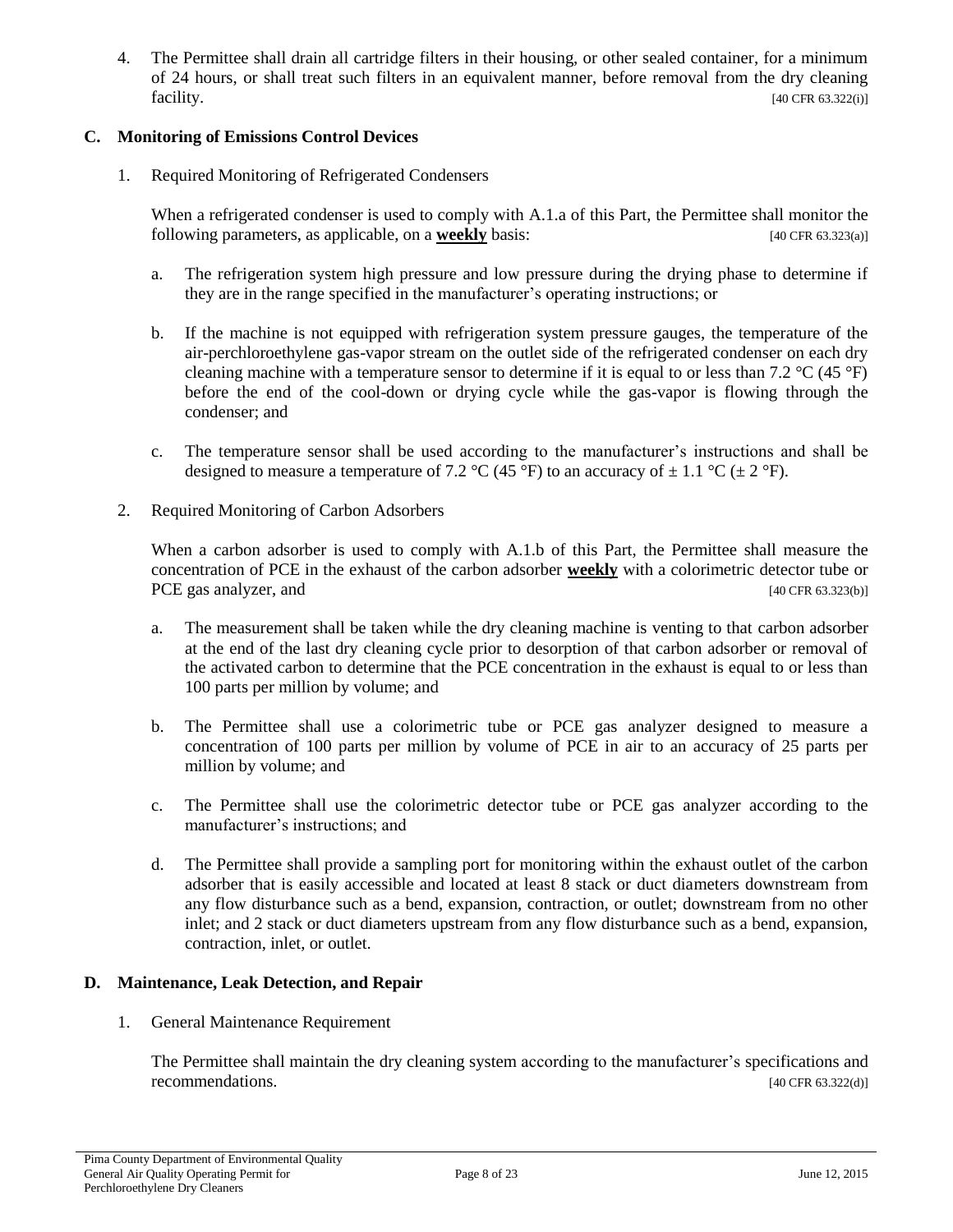4. The Permittee shall drain all cartridge filters in their housing, or other sealed container, for a minimum of 24 hours, or shall treat such filters in an equivalent manner, before removal from the dry cleaning facility. [40 CFR 63.322(i)]

### C. Monitoring of Emissions Control Devices

1. Required Monitoring of Refrigerated Condensers

   When a refrigerated condenser is used to comply with A.1.a of this Part, the Permittee shall monitor the following parameters, as applicable, on a **weekly** basis: [40 CFR 63.323(a)]

   a. The refrigeration system high pressure and low pressure during the drying phase to determine if they are in the range specified in the manufacturer's operating instructions; or

   b. If the machine is not equipped with refrigeration system pressure gauges, the temperature of the air-perchloroethylene gas-vapor stream on the outlet side of the refrigerated condenser on each dry cleaning machine with a temperature sensor to determine if it is equal to or less than 7.2 °C (45 °F) before the end of the cool-down or drying cycle while the gas-vapor is flowing through the condenser; and

   c. The temperature sensor shall be used according to the manufacturer's instructions and shall be designed to measure a temperature of 7.2 °C (45 °F) to an accuracy of ± 1.1 °C (± 2 °F).

2. Required Monitoring of Carbon Adsorbers

   When a carbon adsorber is used to comply with A.1.b of this Part, the Permittee shall measure the concentration of PCE in the exhaust of the carbon adsorber **weekly** with a colorimetric detector tube or PCE gas analyzer, and [40 CFR 63.323(b)]

   a. The measurement shall be taken while the dry cleaning machine is venting to that carbon adsorber at the end of the last dry cleaning cycle prior to desorption of that carbon adsorber or removal of the activated carbon to determine that the PCE concentration in the exhaust is equal to or less than 100 parts per million by volume; and

   b. The Permittee shall use a colorimetric tube or PCE gas analyzer designed to measure a concentration of 100 parts per million by volume of PCE in air to an accuracy of 25 parts per million by volume; and

   c. The Permittee shall use the colorimetric detector tube or PCE gas analyzer according to the manufacturer's instructions; and

   d. The Permittee shall provide a sampling port for monitoring within the exhaust outlet of the carbon adsorber that is easily accessible and located at least 8 stack or duct diameters downstream from any flow disturbance such as a bend, expansion, contraction, or outlet; downstream from no other inlet; and 2 stack or duct diameters upstream from any flow disturbance such as a bend, expansion, contraction, inlet, or outlet.

### D. Maintenance, Leak Detection, and Repair

1. General Maintenance Requirement

   The Permittee shall maintain the dry cleaning system according to the manufacturer's specifications and recommendations. [40 CFR 63.322(d)]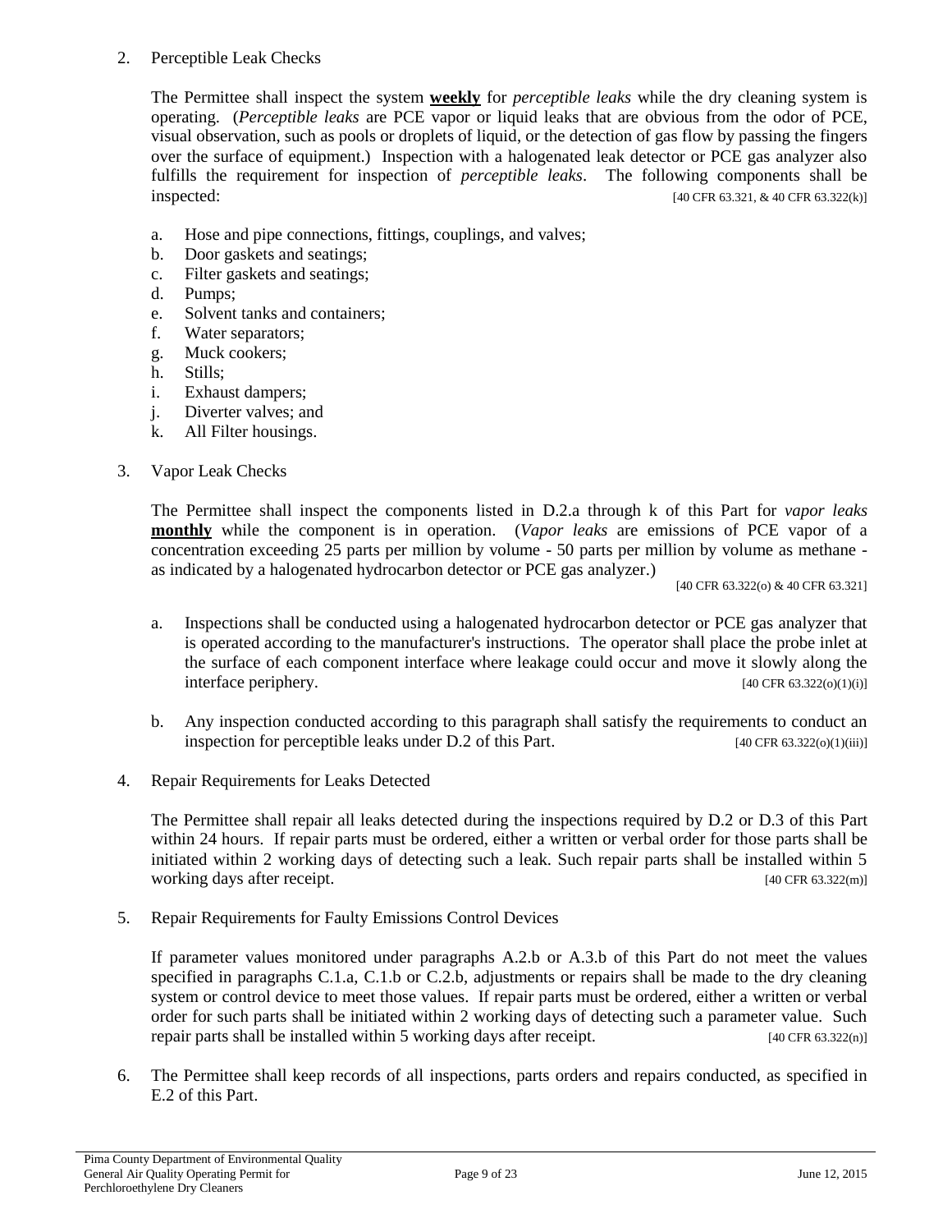2. Perceptible Leak Checks

   The Permittee shall inspect the system **weekly** for *perceptible leaks* while the dry cleaning system is operating. (*Perceptible leaks* are PCE vapor or liquid leaks that are obvious from the odor of PCE, visual observation, such as pools or droplets of liquid, or the detection of gas flow by passing the fingers over the surface of equipment.) Inspection with a halogenated leak detector or PCE gas analyzer also fulfills the requirement for inspection of *perceptible leaks*. The following components shall be inspected: [40 CFR 63.321, & 40 CFR 63.322(k)]

   a. Hose and pipe connections, fittings, couplings, and valves;
   b. Door gaskets and seatings;
   c. Filter gaskets and seatings;
   d. Pumps;
   e. Solvent tanks and containers;
   f. Water separators;
   g. Muck cookers;
   h. Stills;
   i. Exhaust dampers;
   j. Diverter valves; and
   k. All Filter housings.

3. Vapor Leak Checks

   The Permittee shall inspect the components listed in D.2.a through k of this Part for *vapor leaks* **monthly** while the component is in operation. (*Vapor leaks* are emissions of PCE vapor of a concentration exceeding 25 parts per million by volume - 50 parts per million by volume as methane - as indicated by a halogenated hydrocarbon detector or PCE gas analyzer.)

   [40 CFR 63.322(o) & 40 CFR 63.321]

   a. Inspections shall be conducted using a halogenated hydrocarbon detector or PCE gas analyzer that is operated according to the manufacturer's instructions. The operator shall place the probe inlet at the surface of each component interface where leakage could occur and move it slowly along the interface periphery. [40 CFR 63.322(o)(1)(i)]

   b. Any inspection conducted according to this paragraph shall satisfy the requirements to conduct an inspection for perceptible leaks under D.2 of this Part. [40 CFR 63.322(o)(1)(iii)]

4. Repair Requirements for Leaks Detected

   The Permittee shall repair all leaks detected during the inspections required by D.2 or D.3 of this Part within 24 hours. If repair parts must be ordered, either a written or verbal order for those parts shall be initiated within 2 working days of detecting such a leak. Such repair parts shall be installed within 5 working days after receipt. [40 CFR 63.322(m)]

5. Repair Requirements for Faulty Emissions Control Devices

   If parameter values monitored under paragraphs A.2.b or A.3.b of this Part do not meet the values specified in paragraphs C.1.a, C.1.b or C.2.b, adjustments or repairs shall be made to the dry cleaning system or control device to meet those values. If repair parts must be ordered, either a written or verbal order for such parts shall be initiated within 2 working days of detecting such a parameter value. Such repair parts shall be installed within 5 working days after receipt. [40 CFR 63.322(n)]

6. The Permittee shall keep records of all inspections, parts orders and repairs conducted, as specified in E.2 of this Part.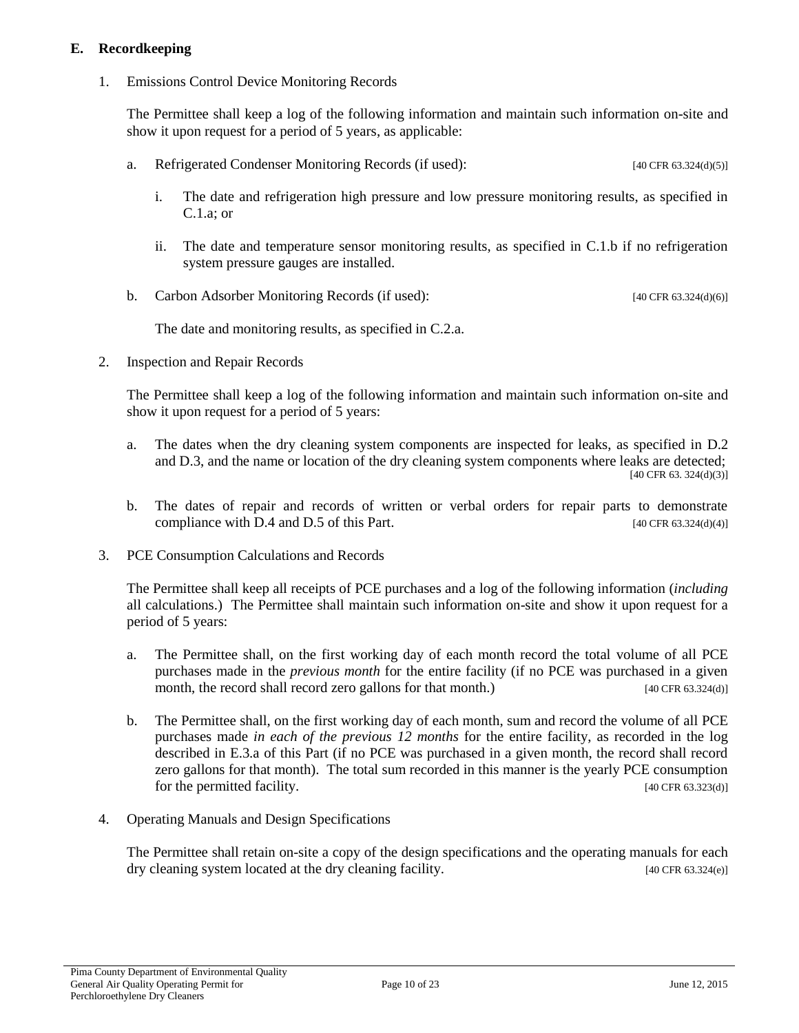## E. Recordkeeping

1. Emissions Control Device Monitoring Records

   The Permittee shall keep a log of the following information and maintain such information on-site and show it upon request for a period of 5 years, as applicable:

   a. Refrigerated Condenser Monitoring Records (if used): [40 CFR 63.324(d)(5)]

      i. The date and refrigeration high pressure and low pressure monitoring results, as specified in C.1.a; or

      ii. The date and temperature sensor monitoring results, as specified in C.1.b if no refrigeration system pressure gauges are installed.

   b. Carbon Adsorber Monitoring Records (if used): [40 CFR 63.324(d)(6)]

      The date and monitoring results, as specified in C.2.a.

2. Inspection and Repair Records

   The Permittee shall keep a log of the following information and maintain such information on-site and show it upon request for a period of 5 years:

   a. The dates when the dry cleaning system components are inspected for leaks, as specified in D.2 and D.3, and the name or location of the dry cleaning system components where leaks are detected; [40 CFR 63. 324(d)(3)]

   b. The dates of repair and records of written or verbal orders for repair parts to demonstrate compliance with D.4 and D.5 of this Part. [40 CFR 63.324(d)(4)]

3. PCE Consumption Calculations and Records

   The Permittee shall keep all receipts of PCE purchases and a log of the following information (*including* all calculations.) The Permittee shall maintain such information on-site and show it upon request for a period of 5 years:

   a. The Permittee shall, on the first working day of each month record the total volume of all PCE purchases made in the *previous month* for the entire facility (if no PCE was purchased in a given month, the record shall record zero gallons for that month.) [40 CFR 63.324(d)]

   b. The Permittee shall, on the first working day of each month, sum and record the volume of all PCE purchases made *in each of the previous 12 months* for the entire facility, as recorded in the log described in E.3.a of this Part (if no PCE was purchased in a given month, the record shall record zero gallons for that month). The total sum recorded in this manner is the yearly PCE consumption for the permitted facility. [40 CFR 63.323(d)]

4. Operating Manuals and Design Specifications

   The Permittee shall retain on-site a copy of the design specifications and the operating manuals for each dry cleaning system located at the dry cleaning facility. [40 CFR 63.324(e)]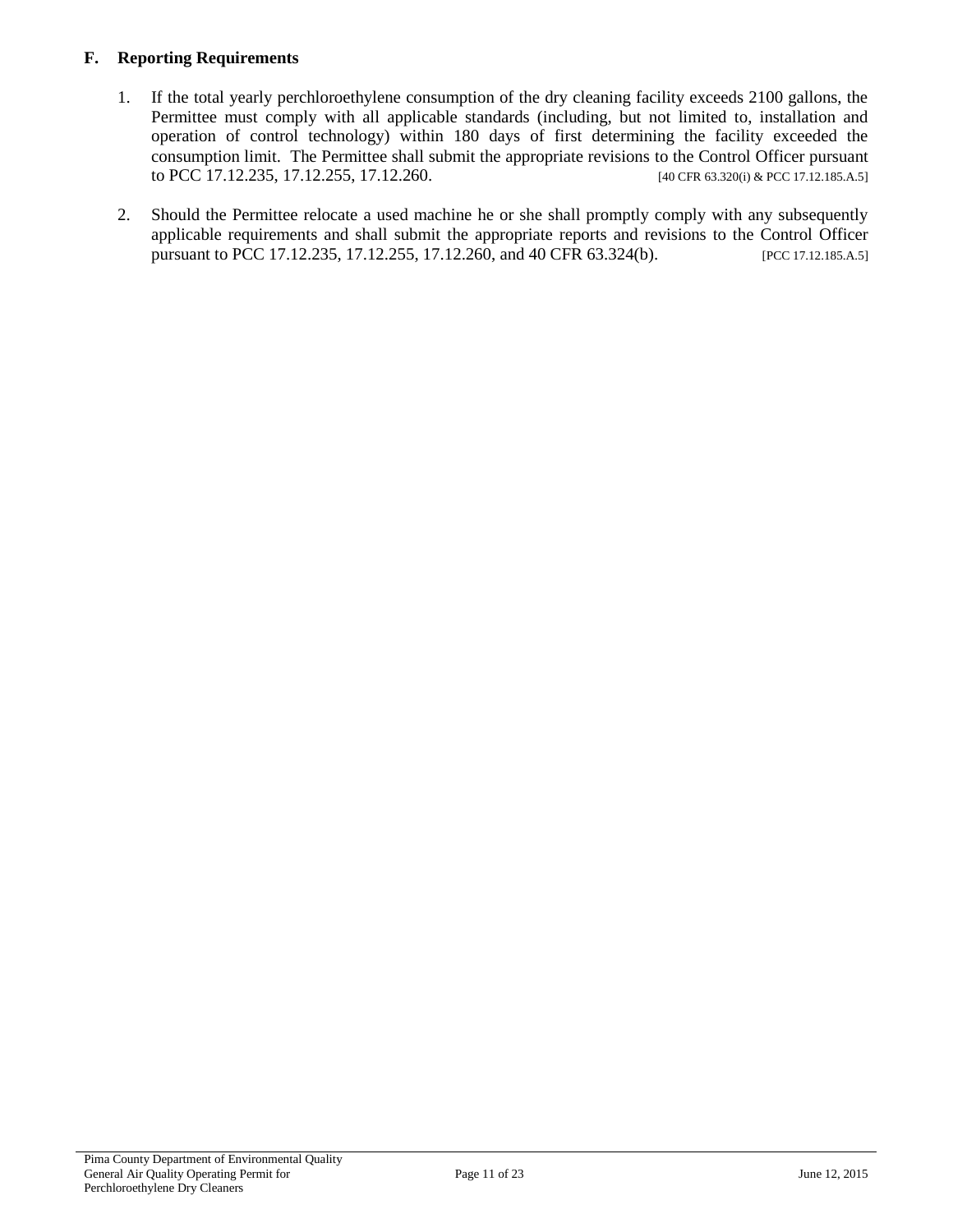## F. Reporting Requirements

1. If the total yearly perchloroethylene consumption of the dry cleaning facility exceeds 2100 gallons, the Permittee must comply with all applicable standards (including, but not limited to, installation and operation of control technology) within 180 days of first determining the facility exceeded the consumption limit. The Permittee shall submit the appropriate revisions to the Control Officer pursuant to PCC 17.12.235, 17.12.255, 17.12.260. [40 CFR 63.320(i) & PCC 17.12.185.A.5]

2. Should the Permittee relocate a used machine he or she shall promptly comply with any subsequently applicable requirements and shall submit the appropriate reports and revisions to the Control Officer pursuant to PCC 17.12.235, 17.12.255, 17.12.260, and 40 CFR 63.324(b). [PCC 17.12.185.A.5]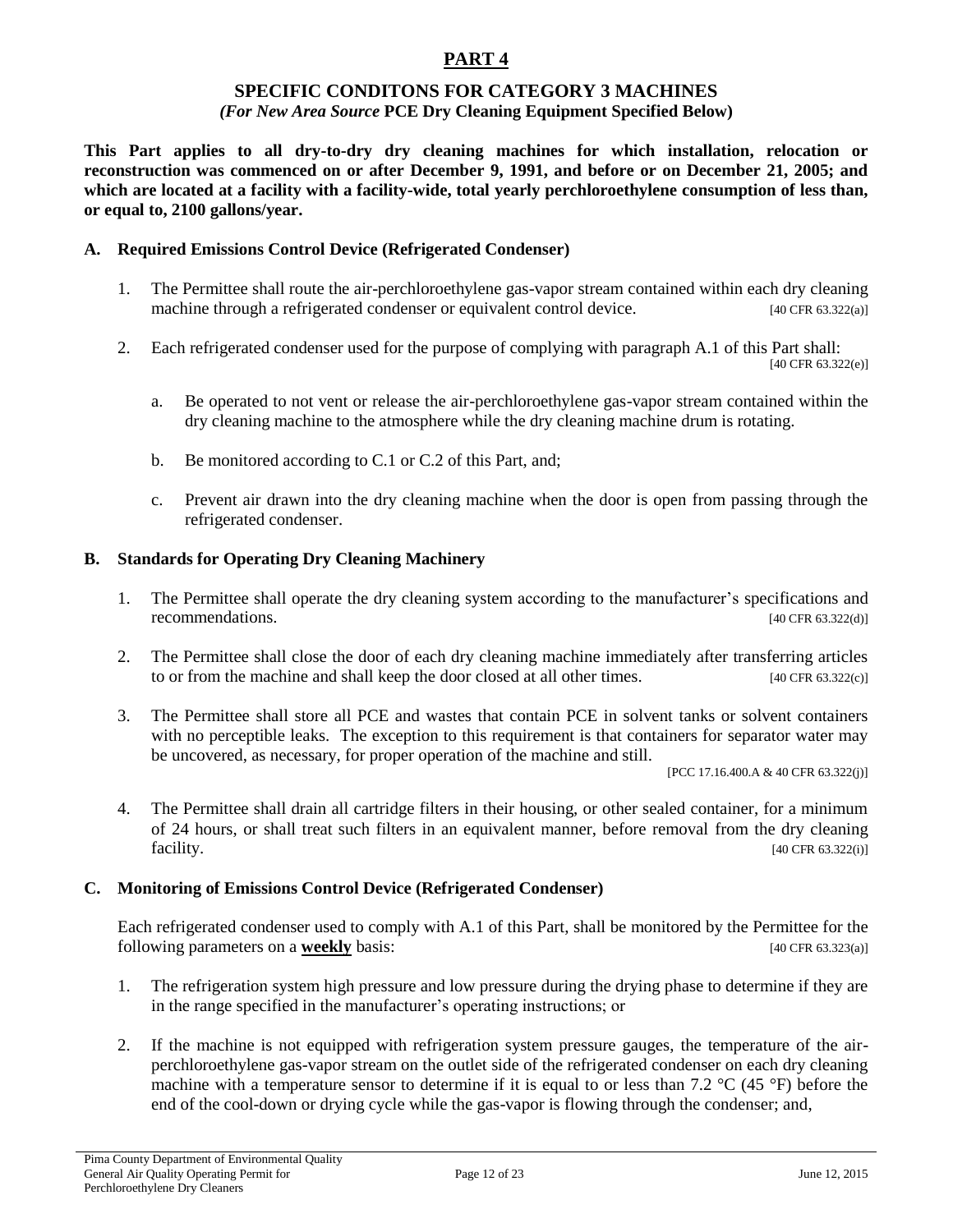# PART 4

## SPECIFIC CONDITONS FOR CATEGORY 3 MACHINES

***(For New Area Source* PCE Dry Cleaning Equipment Specified Below)**

**This Part applies to all dry-to-dry dry cleaning machines for which installation, relocation or reconstruction was commenced on or after December 9, 1991, and before or on December 21, 2005; and which are located at a facility with a facility-wide, total yearly perchloroethylene consumption of less than, or equal to, 2100 gallons/year.**

### A. Required Emissions Control Device (Refrigerated Condenser)

1. The Permittee shall route the air-perchloroethylene gas-vapor stream contained within each dry cleaning machine through a refrigerated condenser or equivalent control device. [40 CFR 63.322(a)]

2. Each refrigerated condenser used for the purpose of complying with paragraph A.1 of this Part shall: [40 CFR 63.322(e)]

   a. Be operated to not vent or release the air-perchloroethylene gas-vapor stream contained within the dry cleaning machine to the atmosphere while the dry cleaning machine drum is rotating.

   b. Be monitored according to C.1 or C.2 of this Part, and;

   c. Prevent air drawn into the dry cleaning machine when the door is open from passing through the refrigerated condenser.

### B. Standards for Operating Dry Cleaning Machinery

1. The Permittee shall operate the dry cleaning system according to the manufacturer's specifications and recommendations. [40 CFR 63.322(d)]

2. The Permittee shall close the door of each dry cleaning machine immediately after transferring articles to or from the machine and shall keep the door closed at all other times. [40 CFR 63.322(c)]

3. The Permittee shall store all PCE and wastes that contain PCE in solvent tanks or solvent containers with no perceptible leaks. The exception to this requirement is that containers for separator water may be uncovered, as necessary, for proper operation of the machine and still. [PCC 17.16.400.A & 40 CFR 63.322(j)]

4. The Permittee shall drain all cartridge filters in their housing, or other sealed container, for a minimum of 24 hours, or shall treat such filters in an equivalent manner, before removal from the dry cleaning facility. [40 CFR 63.322(i)]

### C. Monitoring of Emissions Control Device (Refrigerated Condenser)

Each refrigerated condenser used to comply with A.1 of this Part, shall be monitored by the Permittee for the following parameters on a **weekly** basis: [40 CFR 63.323(a)]

1. The refrigeration system high pressure and low pressure during the drying phase to determine if they are in the range specified in the manufacturer's operating instructions; or

2. If the machine is not equipped with refrigeration system pressure gauges, the temperature of the air-perchloroethylene gas-vapor stream on the outlet side of the refrigerated condenser on each dry cleaning machine with a temperature sensor to determine if it is equal to or less than 7.2 °C (45 °F) before the end of the cool-down or drying cycle while the gas-vapor is flowing through the condenser; and,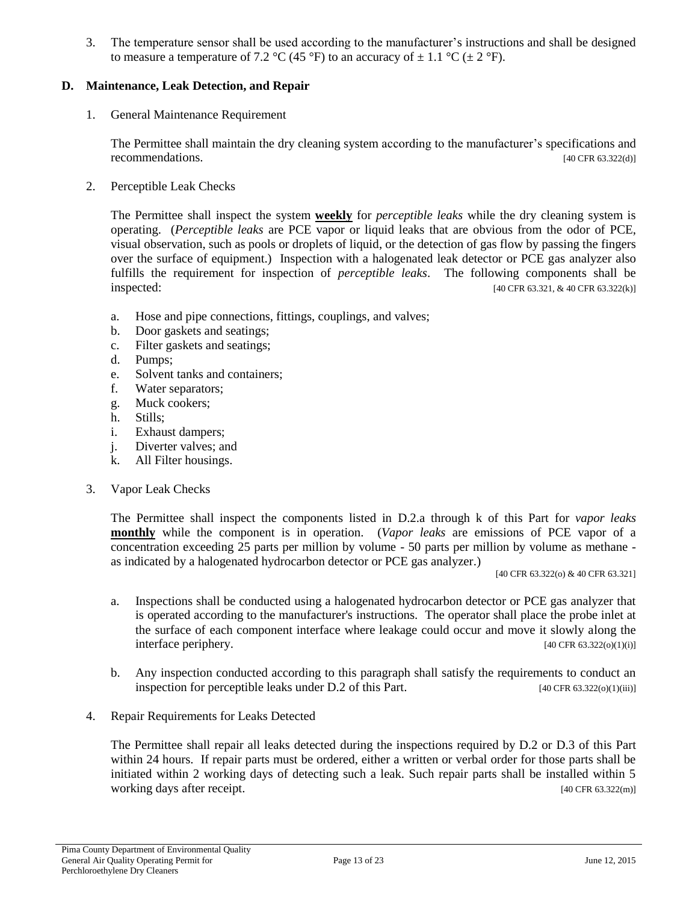3. The temperature sensor shall be used according to the manufacturer's instructions and shall be designed to measure a temperature of 7.2 °C (45 °F) to an accuracy of ± 1.1 °C (± 2 °F).

## D. Maintenance, Leak Detection, and Repair

1. General Maintenance Requirement

   The Permittee shall maintain the dry cleaning system according to the manufacturer's specifications and recommendations. [40 CFR 63.322(d)]

2. Perceptible Leak Checks

   The Permittee shall inspect the system **weekly** for *perceptible leaks* while the dry cleaning system is operating. (*Perceptible leaks* are PCE vapor or liquid leaks that are obvious from the odor of PCE, visual observation, such as pools or droplets of liquid, or the detection of gas flow by passing the fingers over the surface of equipment.) Inspection with a halogenated leak detector or PCE gas analyzer also fulfills the requirement for inspection of *perceptible leaks*. The following components shall be inspected: [40 CFR 63.321, & 40 CFR 63.322(k)]

   a. Hose and pipe connections, fittings, couplings, and valves;
   b. Door gaskets and seatings;
   c. Filter gaskets and seatings;
   d. Pumps;
   e. Solvent tanks and containers;
   f. Water separators;
   g. Muck cookers;
   h. Stills;
   i. Exhaust dampers;
   j. Diverter valves; and
   k. All Filter housings.

3. Vapor Leak Checks

   The Permittee shall inspect the components listed in D.2.a through k of this Part for *vapor leaks* **monthly** while the component is in operation. (*Vapor leaks* are emissions of PCE vapor of a concentration exceeding 25 parts per million by volume - 50 parts per million by volume as methane - as indicated by a halogenated hydrocarbon detector or PCE gas analyzer.)

   [40 CFR 63.322(o) & 40 CFR 63.321]

   a. Inspections shall be conducted using a halogenated hydrocarbon detector or PCE gas analyzer that is operated according to the manufacturer's instructions. The operator shall place the probe inlet at the surface of each component interface where leakage could occur and move it slowly along the interface periphery. [40 CFR 63.322(o)(1)(i)]

   b. Any inspection conducted according to this paragraph shall satisfy the requirements to conduct an inspection for perceptible leaks under D.2 of this Part. [40 CFR 63.322(o)(1)(iii)]

4. Repair Requirements for Leaks Detected

   The Permittee shall repair all leaks detected during the inspections required by D.2 or D.3 of this Part within 24 hours. If repair parts must be ordered, either a written or verbal order for those parts shall be initiated within 2 working days of detecting such a leak. Such repair parts shall be installed within 5 working days after receipt. [40 CFR 63.322(m)]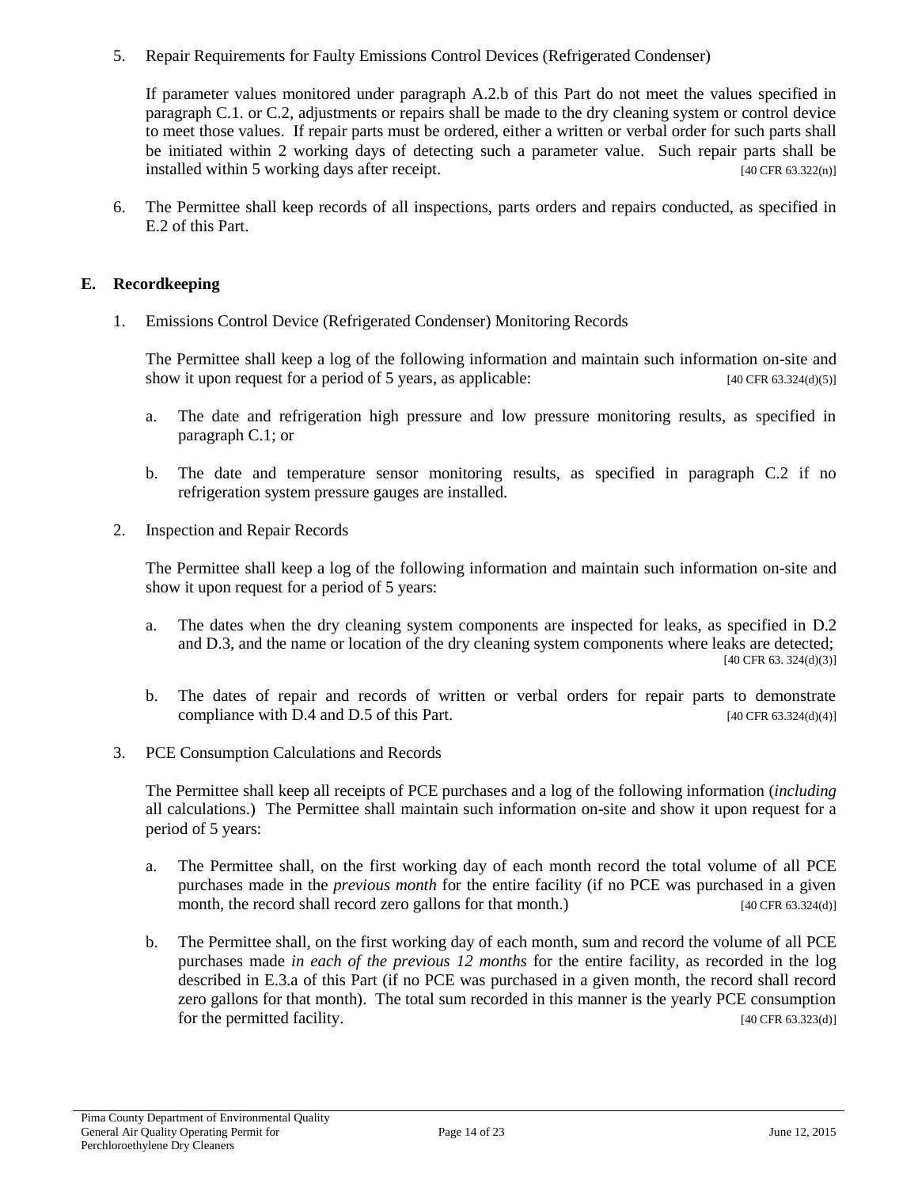5. Repair Requirements for Faulty Emissions Control Devices (Refrigerated Condenser)

   If parameter values monitored under paragraph A.2.b of this Part do not meet the values specified in paragraph C.1. or C.2, adjustments or repairs shall be made to the dry cleaning system or control device to meet those values. If repair parts must be ordered, either a written or verbal order for such parts shall be initiated within 2 working days of detecting such a parameter value. Such repair parts shall be installed within 5 working days after receipt. [40 CFR 63.322(n)]

6. The Permittee shall keep records of all inspections, parts orders and repairs conducted, as specified in E.2 of this Part.

## E. Recordkeeping

1. Emissions Control Device (Refrigerated Condenser) Monitoring Records

   The Permittee shall keep a log of the following information and maintain such information on-site and show it upon request for a period of 5 years, as applicable: [40 CFR 63.324(d)(5)]

   a. The date and refrigeration high pressure and low pressure monitoring results, as specified in paragraph C.1; or

   b. The date and temperature sensor monitoring results, as specified in paragraph C.2 if no refrigeration system pressure gauges are installed.

2. Inspection and Repair Records

   The Permittee shall keep a log of the following information and maintain such information on-site and show it upon request for a period of 5 years:

   a. The dates when the dry cleaning system components are inspected for leaks, as specified in D.2 and D.3, and the name or location of the dry cleaning system components where leaks are detected; [40 CFR 63. 324(d)(3)]

   b. The dates of repair and records of written or verbal orders for repair parts to demonstrate compliance with D.4 and D.5 of this Part. [40 CFR 63.324(d)(4)]

3. PCE Consumption Calculations and Records

   The Permittee shall keep all receipts of PCE purchases and a log of the following information (*including* all calculations.) The Permittee shall maintain such information on-site and show it upon request for a period of 5 years:

   a. The Permittee shall, on the first working day of each month record the total volume of all PCE purchases made in the *previous month* for the entire facility (if no PCE was purchased in a given month, the record shall record zero gallons for that month.) [40 CFR 63.324(d)]

   b. The Permittee shall, on the first working day of each month, sum and record the volume of all PCE purchases made *in each of the previous 12 months* for the entire facility, as recorded in the log described in E.3.a of this Part (if no PCE was purchased in a given month, the record shall record zero gallons for that month). The total sum recorded in this manner is the yearly PCE consumption for the permitted facility. [40 CFR 63.323(d)]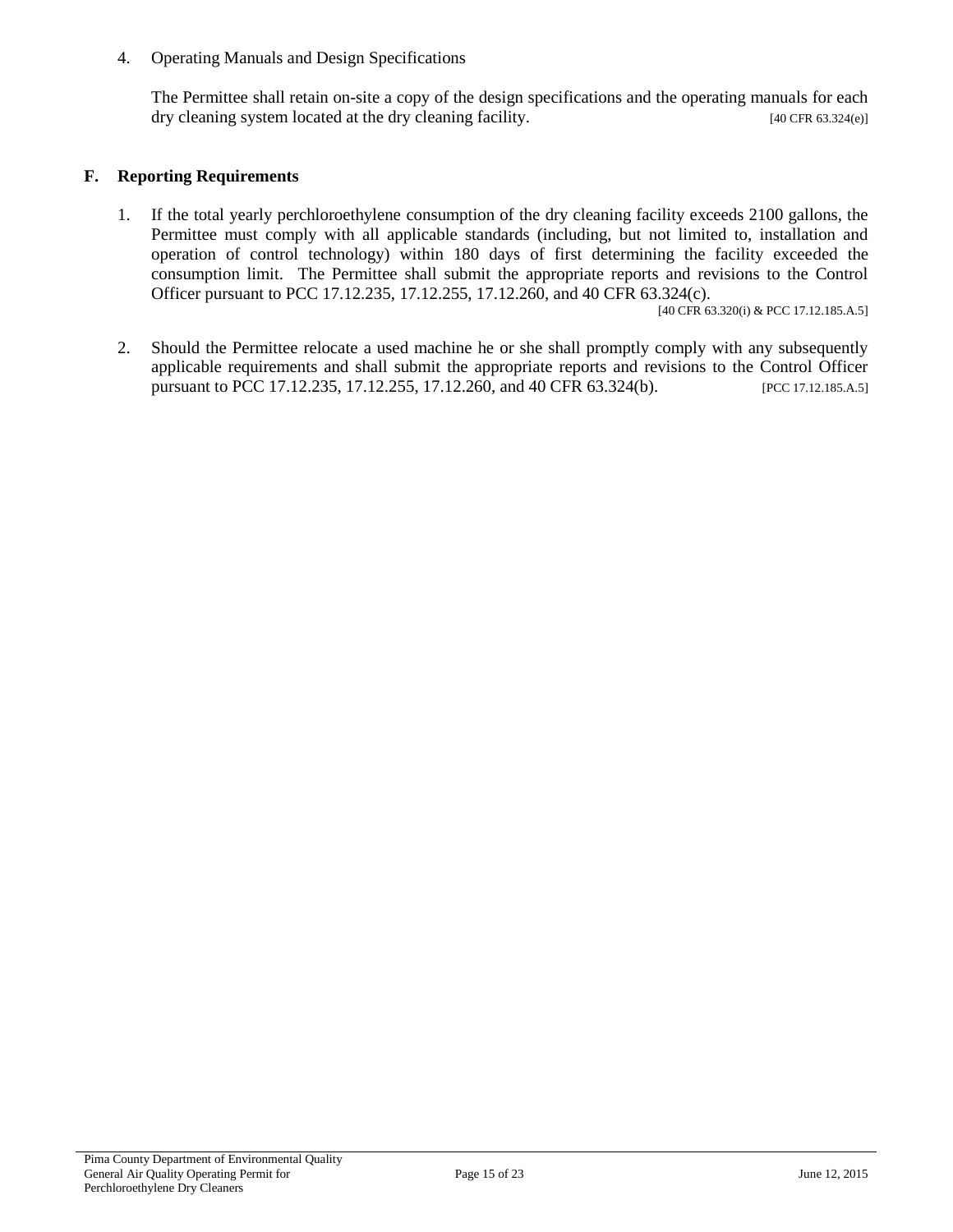4. Operating Manuals and Design Specifications

   The Permittee shall retain on-site a copy of the design specifications and the operating manuals for each dry cleaning system located at the dry cleaning facility. [40 CFR 63.324(e)]

## F. Reporting Requirements

1. If the total yearly perchloroethylene consumption of the dry cleaning facility exceeds 2100 gallons, the Permittee must comply with all applicable standards (including, but not limited to, installation and operation of control technology) within 180 days of first determining the facility exceeded the consumption limit. The Permittee shall submit the appropriate reports and revisions to the Control Officer pursuant to PCC 17.12.235, 17.12.255, 17.12.260, and 40 CFR 63.324(c). [40 CFR 63.320(i) & PCC 17.12.185.A.5]

2. Should the Permittee relocate a used machine he or she shall promptly comply with any subsequently applicable requirements and shall submit the appropriate reports and revisions to the Control Officer pursuant to PCC 17.12.235, 17.12.255, 17.12.260, and 40 CFR 63.324(b). [PCC 17.12.185.A.5]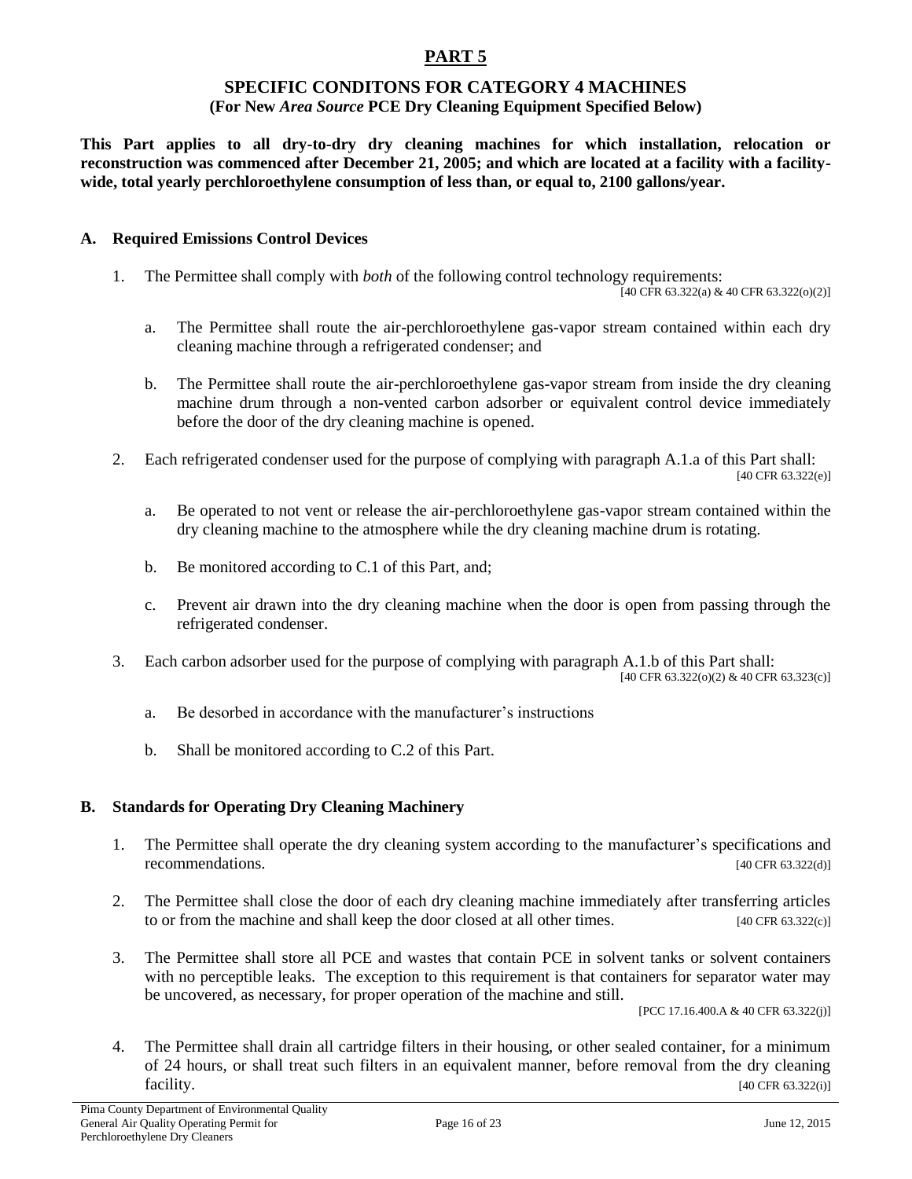# PART 5

## SPECIFIC CONDITONS FOR CATEGORY 4 MACHINES
**(For New *Area Source* PCE Dry Cleaning Equipment Specified Below)**

**This Part applies to all dry-to-dry dry cleaning machines for which installation, relocation or reconstruction was commenced after December 21, 2005; and which are located at a facility with a facility-wide, total yearly perchloroethylene consumption of less than, or equal to, 2100 gallons/year.**

### A. Required Emissions Control Devices

1. The Permittee shall comply with *both* of the following control technology requirements: [40 CFR 63.322(a) & 40 CFR 63.322(o)(2)]

   a. The Permittee shall route the air-perchloroethylene gas-vapor stream contained within each dry cleaning machine through a refrigerated condenser; and

   b. The Permittee shall route the air-perchloroethylene gas-vapor stream from inside the dry cleaning machine drum through a non-vented carbon adsorber or equivalent control device immediately before the door of the dry cleaning machine is opened.

2. Each refrigerated condenser used for the purpose of complying with paragraph A.1.a of this Part shall: [40 CFR 63.322(e)]

   a. Be operated to not vent or release the air-perchloroethylene gas-vapor stream contained within the dry cleaning machine to the atmosphere while the dry cleaning machine drum is rotating.

   b. Be monitored according to C.1 of this Part, and;

   c. Prevent air drawn into the dry cleaning machine when the door is open from passing through the refrigerated condenser.

3. Each carbon adsorber used for the purpose of complying with paragraph A.1.b of this Part shall: [40 CFR 63.322(o)(2) & 40 CFR 63.323(c)]

   a. Be desorbed in accordance with the manufacturer's instructions

   b. Shall be monitored according to C.2 of this Part.

### B. Standards for Operating Dry Cleaning Machinery

1. The Permittee shall operate the dry cleaning system according to the manufacturer's specifications and recommendations. [40 CFR 63.322(d)]

2. The Permittee shall close the door of each dry cleaning machine immediately after transferring articles to or from the machine and shall keep the door closed at all other times. [40 CFR 63.322(c)]

3. The Permittee shall store all PCE and wastes that contain PCE in solvent tanks or solvent containers with no perceptible leaks. The exception to this requirement is that containers for separator water may be uncovered, as necessary, for proper operation of the machine and still. [PCC 17.16.400.A & 40 CFR 63.322(j)]

4. The Permittee shall drain all cartridge filters in their housing, or other sealed container, for a minimum of 24 hours, or shall treat such filters in an equivalent manner, before removal from the dry cleaning facility. [40 CFR 63.322(i)]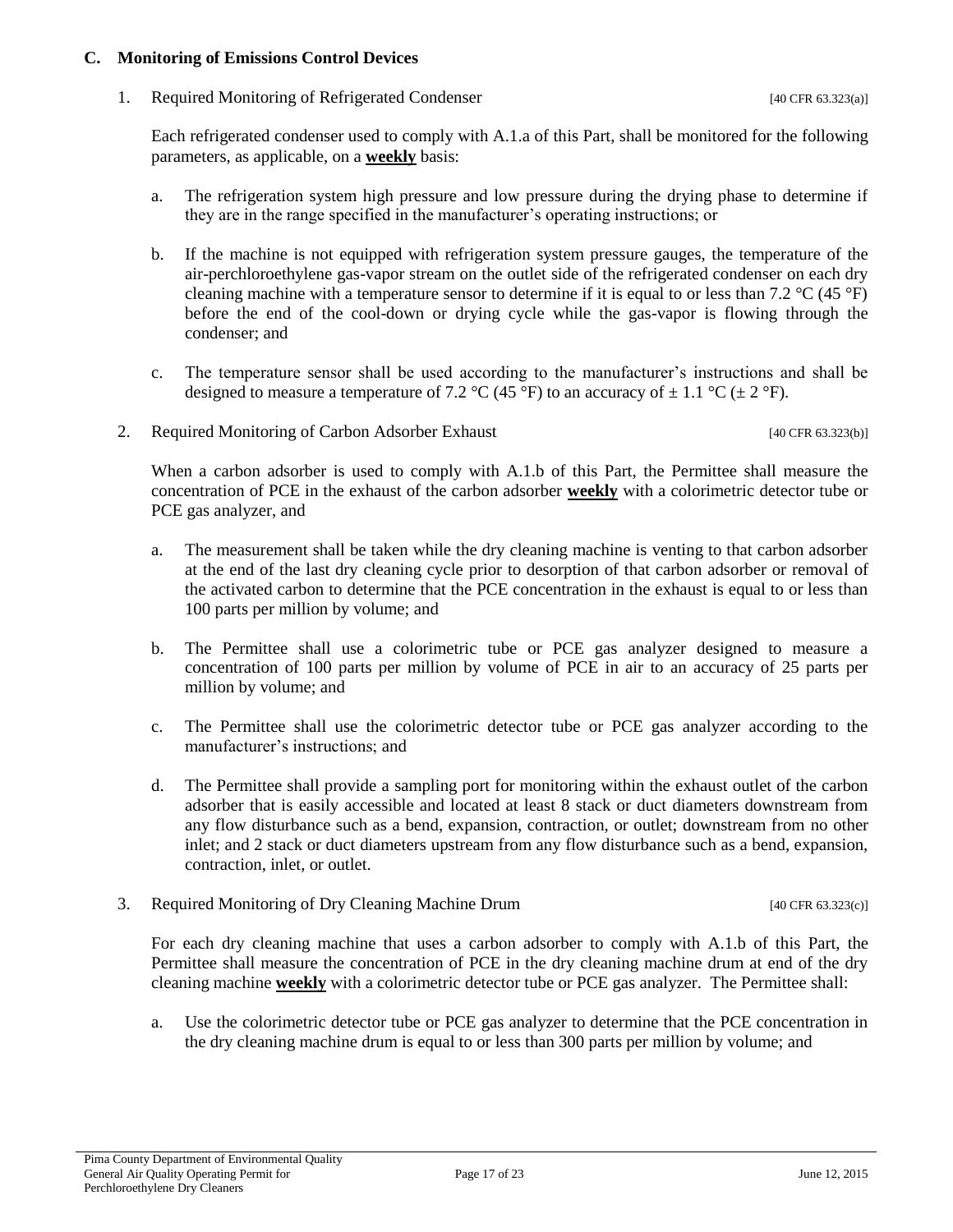### C. Monitoring of Emissions Control Devices

1. Required Monitoring of Refrigerated Condenser [40 CFR 63.323(a)]

   Each refrigerated condenser used to comply with A.1.a of this Part, shall be monitored for the following parameters, as applicable, on a **weekly** basis:

   a. The refrigeration system high pressure and low pressure during the drying phase to determine if they are in the range specified in the manufacturer's operating instructions; or

   b. If the machine is not equipped with refrigeration system pressure gauges, the temperature of the air-perchloroethylene gas-vapor stream on the outlet side of the refrigerated condenser on each dry cleaning machine with a temperature sensor to determine if it is equal to or less than 7.2 °C (45 °F) before the end of the cool-down or drying cycle while the gas-vapor is flowing through the condenser; and

   c. The temperature sensor shall be used according to the manufacturer's instructions and shall be designed to measure a temperature of 7.2 °C (45 °F) to an accuracy of ± 1.1 °C (± 2 °F).

2. Required Monitoring of Carbon Adsorber Exhaust [40 CFR 63.323(b)]

   When a carbon adsorber is used to comply with A.1.b of this Part, the Permittee shall measure the concentration of PCE in the exhaust of the carbon adsorber **weekly** with a colorimetric detector tube or PCE gas analyzer, and

   a. The measurement shall be taken while the dry cleaning machine is venting to that carbon adsorber at the end of the last dry cleaning cycle prior to desorption of that carbon adsorber or removal of the activated carbon to determine that the PCE concentration in the exhaust is equal to or less than 100 parts per million by volume; and

   b. The Permittee shall use a colorimetric tube or PCE gas analyzer designed to measure a concentration of 100 parts per million by volume of PCE in air to an accuracy of 25 parts per million by volume; and

   c. The Permittee shall use the colorimetric detector tube or PCE gas analyzer according to the manufacturer's instructions; and

   d. The Permittee shall provide a sampling port for monitoring within the exhaust outlet of the carbon adsorber that is easily accessible and located at least 8 stack or duct diameters downstream from any flow disturbance such as a bend, expansion, contraction, or outlet; downstream from no other inlet; and 2 stack or duct diameters upstream from any flow disturbance such as a bend, expansion, contraction, inlet, or outlet.

3. Required Monitoring of Dry Cleaning Machine Drum [40 CFR 63.323(c)]

   For each dry cleaning machine that uses a carbon adsorber to comply with A.1.b of this Part, the Permittee shall measure the concentration of PCE in the dry cleaning machine drum at end of the dry cleaning machine **weekly** with a colorimetric detector tube or PCE gas analyzer. The Permittee shall:

   a. Use the colorimetric detector tube or PCE gas analyzer to determine that the PCE concentration in the dry cleaning machine drum is equal to or less than 300 parts per million by volume; and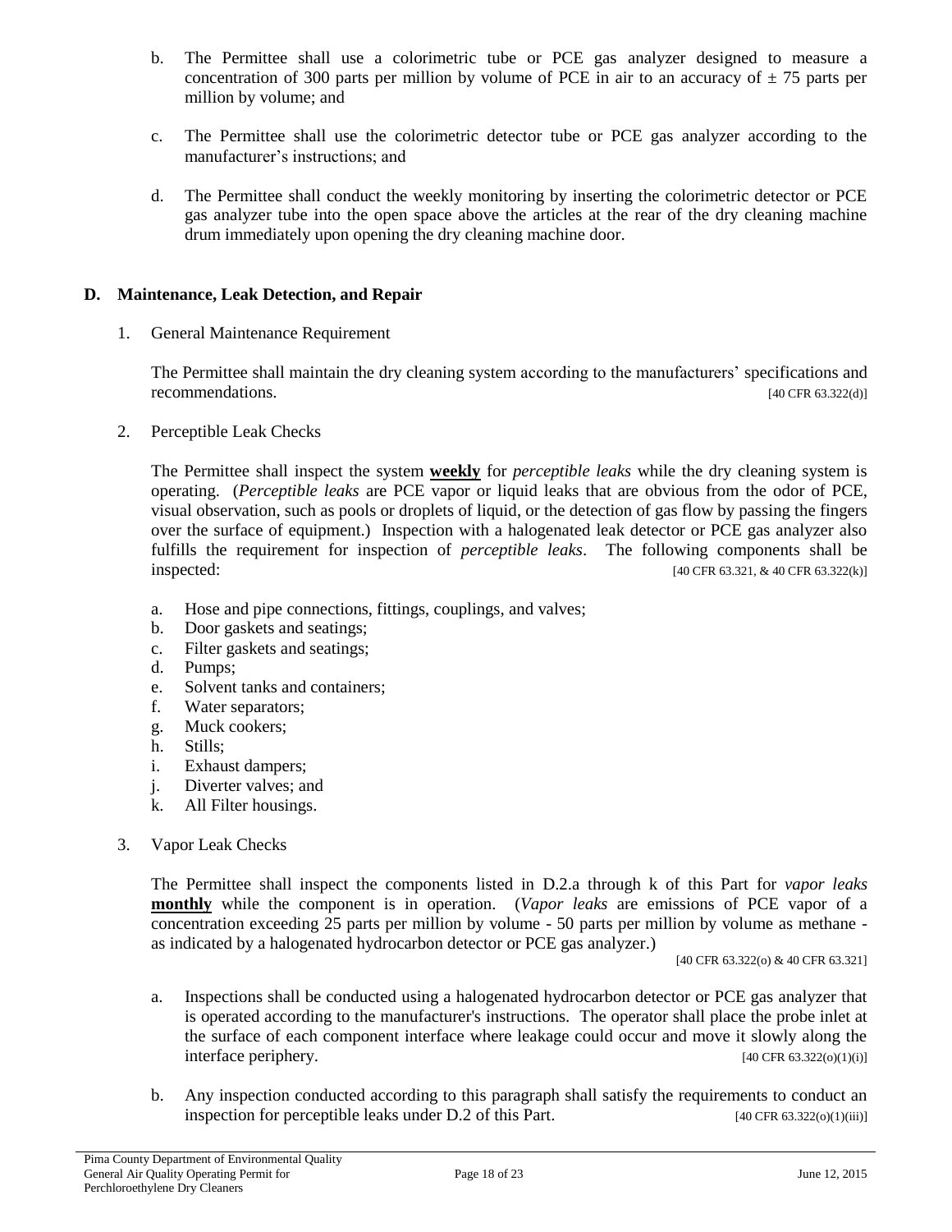b. The Permittee shall use a colorimetric tube or PCE gas analyzer designed to measure a concentration of 300 parts per million by volume of PCE in air to an accuracy of ± 75 parts per million by volume; and

c. The Permittee shall use the colorimetric detector tube or PCE gas analyzer according to the manufacturer's instructions; and

d. The Permittee shall conduct the weekly monitoring by inserting the colorimetric detector or PCE gas analyzer tube into the open space above the articles at the rear of the dry cleaning machine drum immediately upon opening the dry cleaning machine door.

## D. Maintenance, Leak Detection, and Repair

1. General Maintenance Requirement

   The Permittee shall maintain the dry cleaning system according to the manufacturers' specifications and recommendations. [40 CFR 63.322(d)]

2. Perceptible Leak Checks

   The Permittee shall inspect the system **weekly** for *perceptible leaks* while the dry cleaning system is operating. (*Perceptible leaks* are PCE vapor or liquid leaks that are obvious from the odor of PCE, visual observation, such as pools or droplets of liquid, or the detection of gas flow by passing the fingers over the surface of equipment.) Inspection with a halogenated leak detector or PCE gas analyzer also fulfills the requirement for inspection of *perceptible leaks*. The following components shall be inspected: [40 CFR 63.321, & 40 CFR 63.322(k)]

   a. Hose and pipe connections, fittings, couplings, and valves;
   b. Door gaskets and seatings;
   c. Filter gaskets and seatings;
   d. Pumps;
   e. Solvent tanks and containers;
   f. Water separators;
   g. Muck cookers;
   h. Stills;
   i. Exhaust dampers;
   j. Diverter valves; and
   k. All Filter housings.

3. Vapor Leak Checks

   The Permittee shall inspect the components listed in D.2.a through k of this Part for *vapor leaks* **monthly** while the component is in operation. (*Vapor leaks* are emissions of PCE vapor of a concentration exceeding 25 parts per million by volume - 50 parts per million by volume as methane - as indicated by a halogenated hydrocarbon detector or PCE gas analyzer.)

   [40 CFR 63.322(o) & 40 CFR 63.321]

   a. Inspections shall be conducted using a halogenated hydrocarbon detector or PCE gas analyzer that is operated according to the manufacturer's instructions. The operator shall place the probe inlet at the surface of each component interface where leakage could occur and move it slowly along the interface periphery. [40 CFR 63.322(o)(1)(i)]

   b. Any inspection conducted according to this paragraph shall satisfy the requirements to conduct an inspection for perceptible leaks under D.2 of this Part. [40 CFR 63.322(o)(1)(iii)]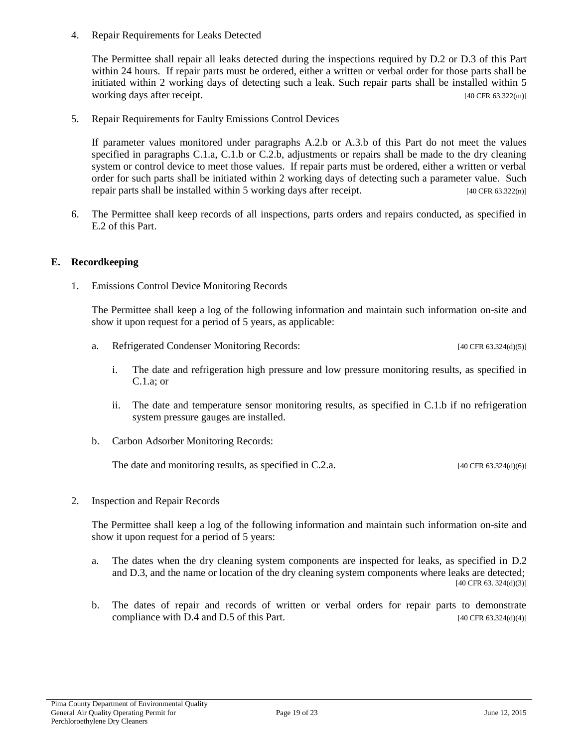4. Repair Requirements for Leaks Detected

   The Permittee shall repair all leaks detected during the inspections required by D.2 or D.3 of this Part within 24 hours. If repair parts must be ordered, either a written or verbal order for those parts shall be initiated within 2 working days of detecting such a leak. Such repair parts shall be installed within 5 working days after receipt. [40 CFR 63.322(m)]

5. Repair Requirements for Faulty Emissions Control Devices

   If parameter values monitored under paragraphs A.2.b or A.3.b of this Part do not meet the values specified in paragraphs C.1.a, C.1.b or C.2.b, adjustments or repairs shall be made to the dry cleaning system or control device to meet those values. If repair parts must be ordered, either a written or verbal order for such parts shall be initiated within 2 working days of detecting such a parameter value. Such repair parts shall be installed within 5 working days after receipt. [40 CFR 63.322(n)]

6. The Permittee shall keep records of all inspections, parts orders and repairs conducted, as specified in E.2 of this Part.

## E. Recordkeeping

1. Emissions Control Device Monitoring Records

   The Permittee shall keep a log of the following information and maintain such information on-site and show it upon request for a period of 5 years, as applicable:

   a. Refrigerated Condenser Monitoring Records: [40 CFR 63.324(d)(5)]

      i. The date and refrigeration high pressure and low pressure monitoring results, as specified in C.1.a; or

      ii. The date and temperature sensor monitoring results, as specified in C.1.b if no refrigeration system pressure gauges are installed.

   b. Carbon Adsorber Monitoring Records:

      The date and monitoring results, as specified in C.2.a. [40 CFR 63.324(d)(6)]

2. Inspection and Repair Records

   The Permittee shall keep a log of the following information and maintain such information on-site and show it upon request for a period of 5 years:

   a. The dates when the dry cleaning system components are inspected for leaks, as specified in D.2 and D.3, and the name or location of the dry cleaning system components where leaks are detected; [40 CFR 63. 324(d)(3)]

   b. The dates of repair and records of written or verbal orders for repair parts to demonstrate compliance with D.4 and D.5 of this Part. [40 CFR 63.324(d)(4)]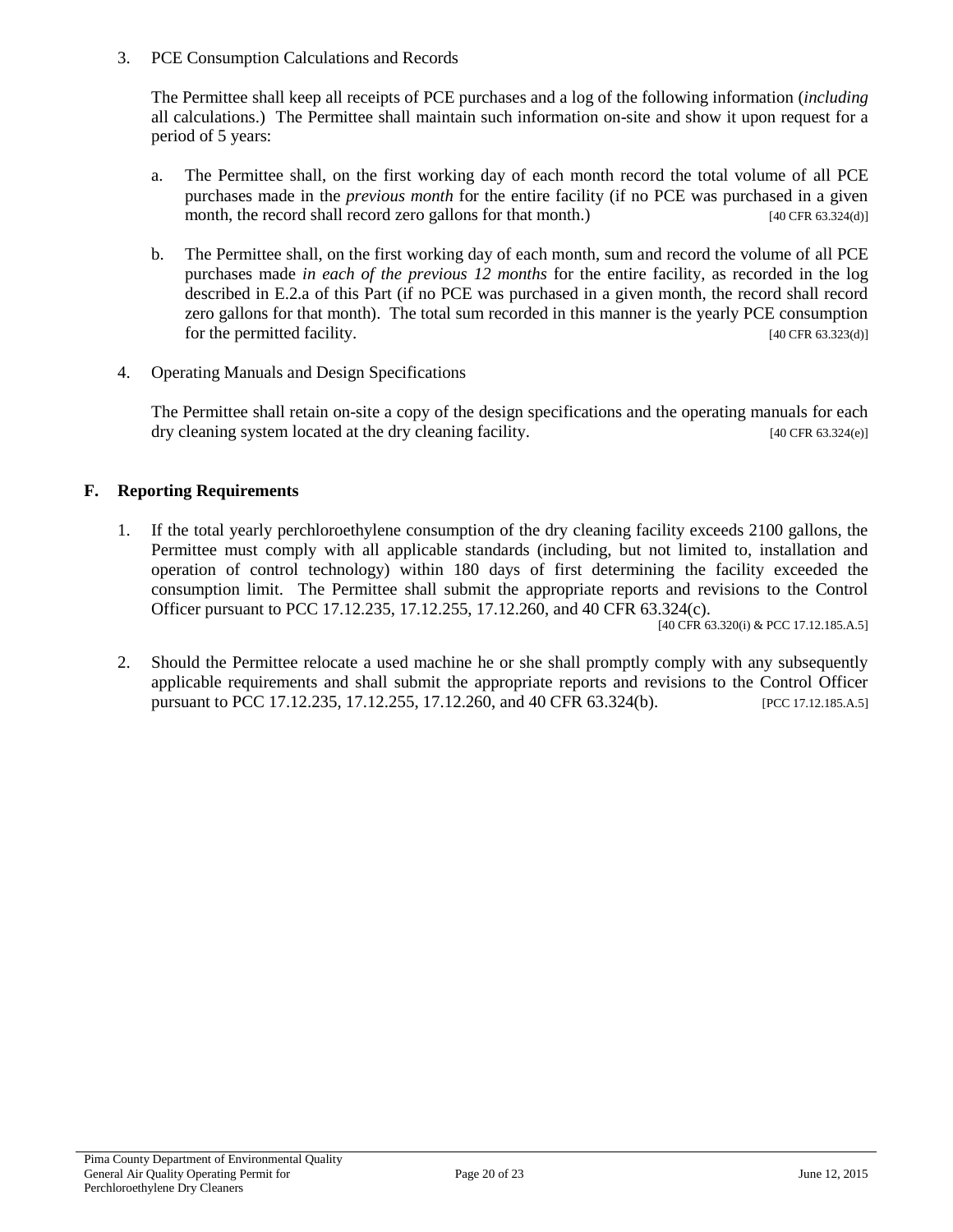3. PCE Consumption Calculations and Records

   The Permittee shall keep all receipts of PCE purchases and a log of the following information (*including* all calculations.) The Permittee shall maintain such information on-site and show it upon request for a period of 5 years:

   a. The Permittee shall, on the first working day of each month record the total volume of all PCE purchases made in the *previous month* for the entire facility (if no PCE was purchased in a given month, the record shall record zero gallons for that month.) [40 CFR 63.324(d)]

   b. The Permittee shall, on the first working day of each month, sum and record the volume of all PCE purchases made *in each of the previous 12 months* for the entire facility, as recorded in the log described in E.2.a of this Part (if no PCE was purchased in a given month, the record shall record zero gallons for that month). The total sum recorded in this manner is the yearly PCE consumption for the permitted facility. [40 CFR 63.323(d)]

4. Operating Manuals and Design Specifications

   The Permittee shall retain on-site a copy of the design specifications and the operating manuals for each dry cleaning system located at the dry cleaning facility. [40 CFR 63.324(e)]

## F. Reporting Requirements

1. If the total yearly perchloroethylene consumption of the dry cleaning facility exceeds 2100 gallons, the Permittee must comply with all applicable standards (including, but not limited to, installation and operation of control technology) within 180 days of first determining the facility exceeded the consumption limit. The Permittee shall submit the appropriate reports and revisions to the Control Officer pursuant to PCC 17.12.235, 17.12.255, 17.12.260, and 40 CFR 63.324(c). [40 CFR 63.320(i) & PCC 17.12.185.A.5]

2. Should the Permittee relocate a used machine he or she shall promptly comply with any subsequently applicable requirements and shall submit the appropriate reports and revisions to the Control Officer pursuant to PCC 17.12.235, 17.12.255, 17.12.260, and 40 CFR 63.324(b). [PCC 17.12.185.A.5]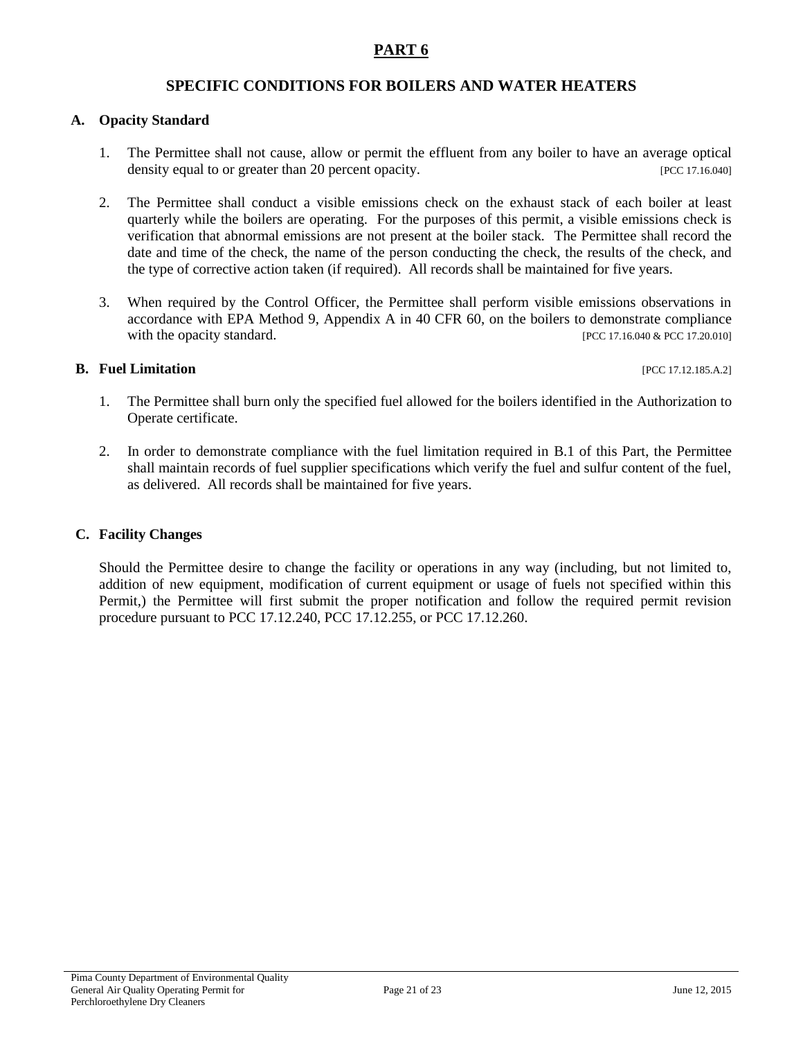# PART 6

## SPECIFIC CONDITIONS FOR BOILERS AND WATER HEATERS

### A. Opacity Standard

1. The Permittee shall not cause, allow or permit the effluent from any boiler to have an average optical density equal to or greater than 20 percent opacity. [PCC 17.16.040]

2. The Permittee shall conduct a visible emissions check on the exhaust stack of each boiler at least quarterly while the boilers are operating. For the purposes of this permit, a visible emissions check is verification that abnormal emissions are not present at the boiler stack. The Permittee shall record the date and time of the check, the name of the person conducting the check, the results of the check, and the type of corrective action taken (if required). All records shall be maintained for five years.

3. When required by the Control Officer, the Permittee shall perform visible emissions observations in accordance with EPA Method 9, Appendix A in 40 CFR 60, on the boilers to demonstrate compliance with the opacity standard. [PCC 17.16.040 & PCC 17.20.010]

### B. Fuel Limitation [PCC 17.12.185.A.2]

1. The Permittee shall burn only the specified fuel allowed for the boilers identified in the Authorization to Operate certificate.

2. In order to demonstrate compliance with the fuel limitation required in B.1 of this Part, the Permittee shall maintain records of fuel supplier specifications which verify the fuel and sulfur content of the fuel, as delivered. All records shall be maintained for five years.

### C. Facility Changes

Should the Permittee desire to change the facility or operations in any way (including, but not limited to, addition of new equipment, modification of current equipment or usage of fuels not specified within this Permit,) the Permittee will first submit the proper notification and follow the required permit revision procedure pursuant to PCC 17.12.240, PCC 17.12.255, or PCC 17.12.260.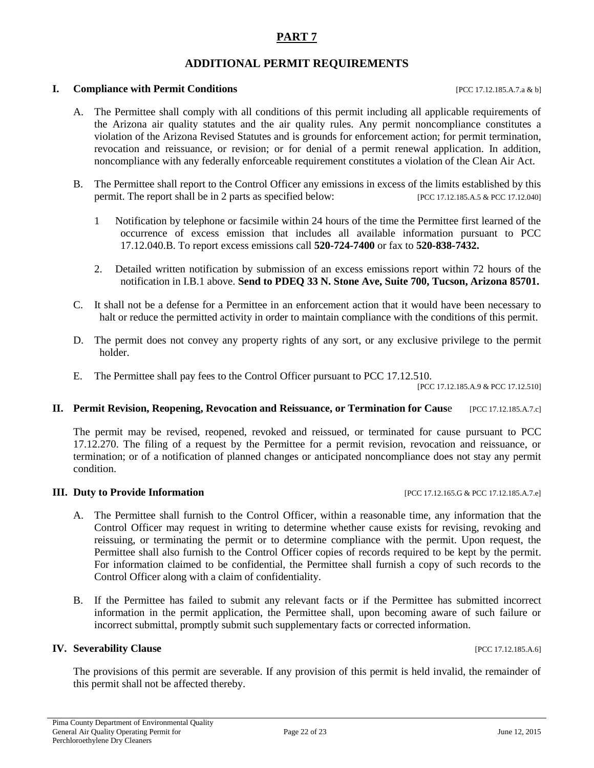# PART 7

## ADDITIONAL PERMIT REQUIREMENTS

### I. Compliance with Permit Conditions [PCC 17.12.185.A.7.a & b]

A. The Permittee shall comply with all conditions of this permit including all applicable requirements of the Arizona air quality statutes and the air quality rules. Any permit noncompliance constitutes a violation of the Arizona Revised Statutes and is grounds for enforcement action; for permit termination, revocation and reissuance, or revision; or for denial of a permit renewal application. In addition, noncompliance with any federally enforceable requirement constitutes a violation of the Clean Air Act.

B. The Permittee shall report to the Control Officer any emissions in excess of the limits established by this permit. The report shall be in 2 parts as specified below: [PCC 17.12.185.A.5 & PCC 17.12.040]

1 Notification by telephone or facsimile within 24 hours of the time the Permittee first learned of the occurrence of excess emission that includes all available information pursuant to PCC 17.12.040.B. To report excess emissions call **520-724-7400** or fax to **520-838-7432.**

2. Detailed written notification by submission of an excess emissions report within 72 hours of the notification in I.B.1 above. **Send to PDEQ 33 N. Stone Ave, Suite 700, Tucson, Arizona 85701.**

C. It shall not be a defense for a Permittee in an enforcement action that it would have been necessary to halt or reduce the permitted activity in order to maintain compliance with the conditions of this permit.

D. The permit does not convey any property rights of any sort, or any exclusive privilege to the permit holder.

E. The Permittee shall pay fees to the Control Officer pursuant to PCC 17.12.510.

[PCC 17.12.185.A.9 & PCC 17.12.510]

### II. Permit Revision, Reopening, Revocation and Reissuance, or Termination for Cause [PCC 17.12.185.A.7.c]

The permit may be revised, reopened, revoked and reissued, or terminated for cause pursuant to PCC 17.12.270. The filing of a request by the Permittee for a permit revision, revocation and reissuance, or termination; or of a notification of planned changes or anticipated noncompliance does not stay any permit condition.

### III. Duty to Provide Information [PCC 17.12.165.G & PCC 17.12.185.A.7.e]

A. The Permittee shall furnish to the Control Officer, within a reasonable time, any information that the Control Officer may request in writing to determine whether cause exists for revising, revoking and reissuing, or terminating the permit or to determine compliance with the permit. Upon request, the Permittee shall also furnish to the Control Officer copies of records required to be kept by the permit. For information claimed to be confidential, the Permittee shall furnish a copy of such records to the Control Officer along with a claim of confidentiality.

B. If the Permittee has failed to submit any relevant facts or if the Permittee has submitted incorrect information in the permit application, the Permittee shall, upon becoming aware of such failure or incorrect submittal, promptly submit such supplementary facts or corrected information.

### IV. Severability Clause [PCC 17.12.185.A.6]

The provisions of this permit are severable. If any provision of this permit is held invalid, the remainder of this permit shall not be affected thereby.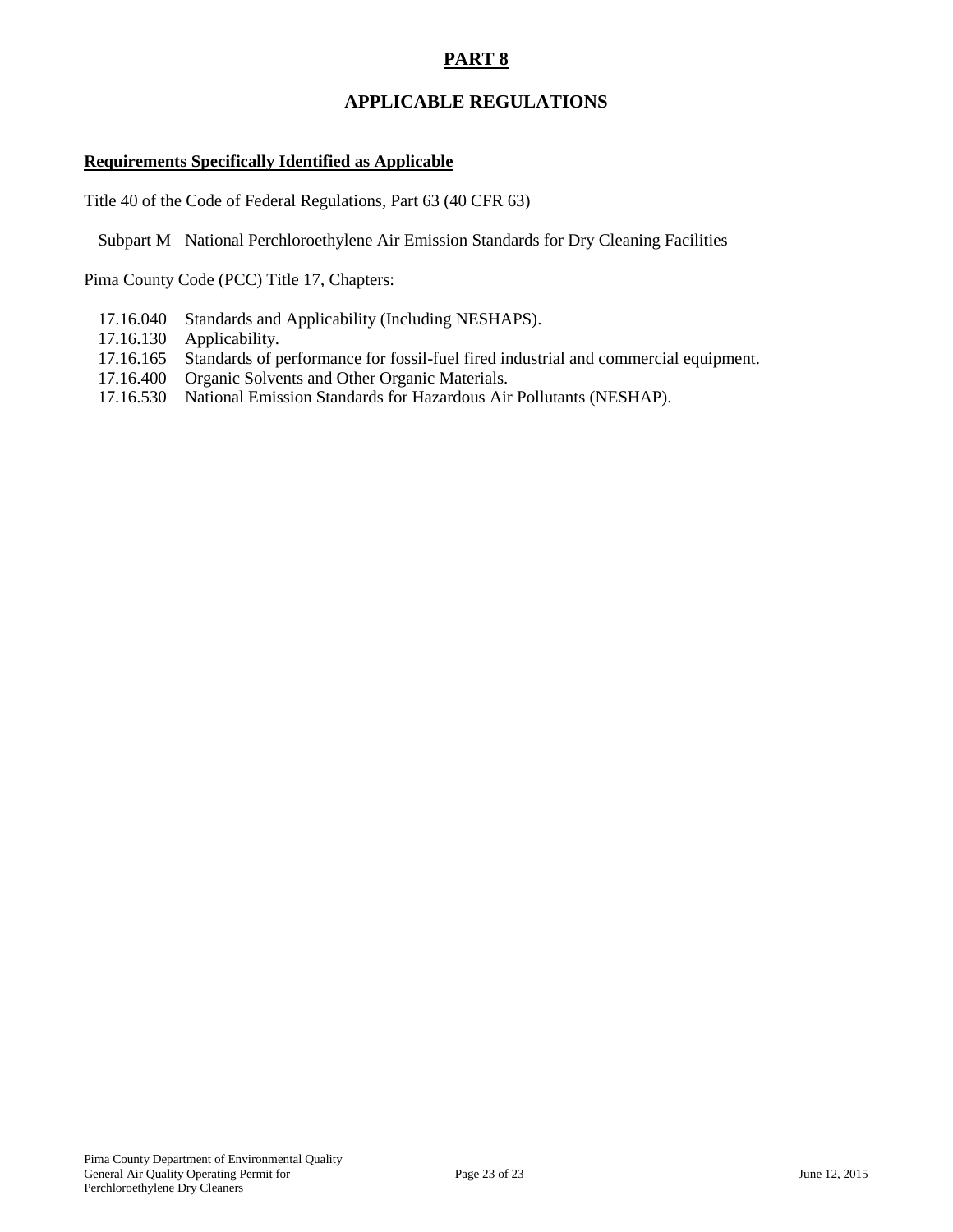# PART 8

## APPLICABLE REGULATIONS

**Requirements Specifically Identified as Applicable**

Title 40 of the Code of Federal Regulations, Part 63 (40 CFR 63)

Subpart M National Perchloroethylene Air Emission Standards for Dry Cleaning Facilities

Pima County Code (PCC) Title 17, Chapters:

- 17.16.040 Standards and Applicability (Including NESHAPS).
- 17.16.130 Applicability.
- 17.16.165 Standards of performance for fossil-fuel fired industrial and commercial equipment.
- 17.16.400 Organic Solvents and Other Organic Materials.
- 17.16.530 National Emission Standards for Hazardous Air Pollutants (NESHAP).